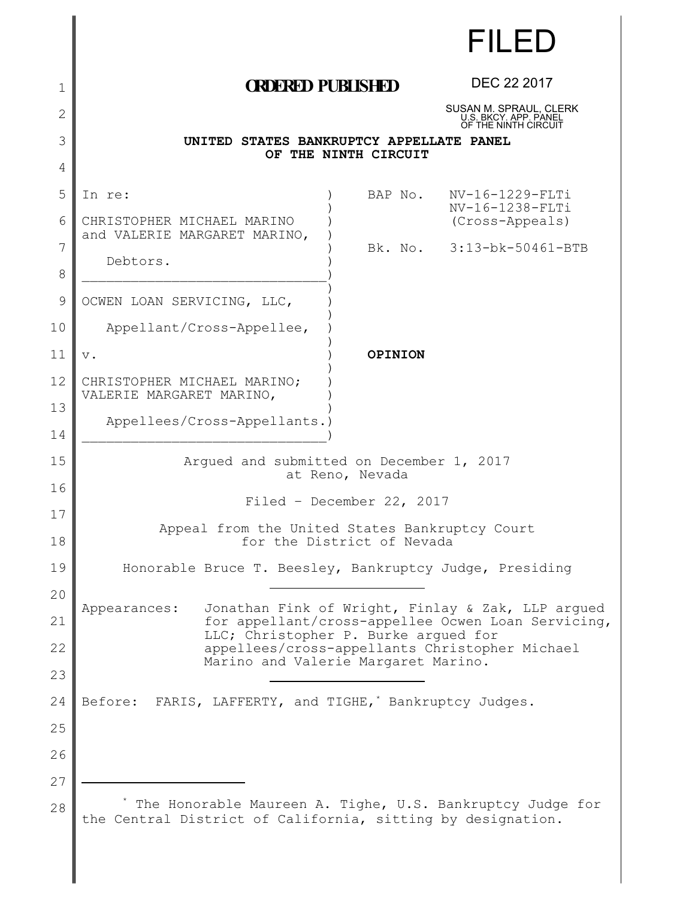FILED

**ORDERED PUBLISHED**

DEC 22 2017

SUSAN M. SPRAUL, CLERK
U.S. BKCY. APP. PANEL
OF THE NINTH CIRCUIT

**UNITED STATES BANKRUPTCY APPELLATE PANEL
OF THE NINTH CIRCUIT**

| | |
|---|---|
| In re:<br><br>CHRISTOPHER MICHAEL MARINO and VALERIE MARGARET MARINO,<br><br>Debtors. | BAP No. NV-16-1229-FLTi<br>NV-16-1238-FLTi<br>(Cross-Appeals)<br><br>Bk. No. 3:13-bk-50461-BTB |
| OCWEN LOAN SERVICING, LLC,<br><br>Appellant/Cross-Appellee,<br><br>v.<br><br>CHRISTOPHER MICHAEL MARINO; VALERIE MARGARET MARINO,<br><br>Appellees/Cross-Appellants. | **OPINION** |

Argued and submitted on December 1, 2017
at Reno, Nevada

Filed – December 22, 2017

Appeal from the United States Bankruptcy Court
for the District of Nevada

Honorable Bruce T. Beesley, Bankruptcy Judge, Presiding

Appearances: Jonathan Fink of Wright, Finlay & Zak, LLP argued for appellant/cross-appellee Ocwen Loan Servicing, LLC; Christopher P. Burke argued for appellees/cross-appellants Christopher Michael Marino and Valerie Margaret Marino.

Before: FARIS, LAFFERTY, and TIGHE,[*] Bankruptcy Judges.

---

[*] The Honorable Maureen A. Tighe, U.S. Bankruptcy Judge for the Central District of California, sitting by designation.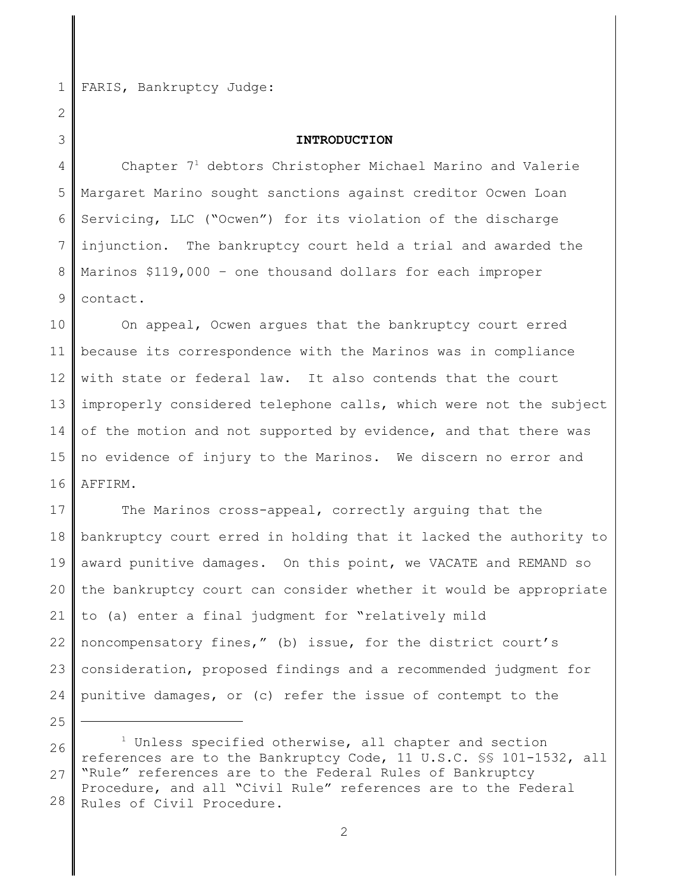FARIS, Bankruptcy Judge:

## INTRODUCTION

Chapter 7[1] debtors Christopher Michael Marino and Valerie Margaret Marino sought sanctions against creditor Ocwen Loan Servicing, LLC ("Ocwen") for its violation of the discharge injunction. The bankruptcy court held a trial and awarded the Marinos $119,000 – one thousand dollars for each improper contact.

On appeal, Ocwen argues that the bankruptcy court erred because its correspondence with the Marinos was in compliance with state or federal law. It also contends that the court improperly considered telephone calls, which were not the subject of the motion and not supported by evidence, and that there was no evidence of injury to the Marinos. We discern no error and AFFIRM.

The Marinos cross-appeal, correctly arguing that the bankruptcy court erred in holding that it lacked the authority to award punitive damages. On this point, we VACATE and REMAND so the bankruptcy court can consider whether it would be appropriate to (a) enter a final judgment for "relatively mild noncompensatory fines," (b) issue, for the district court's consideration, proposed findings and a recommended judgment for punitive damages, or (c) refer the issue of contempt to the

---

[1] Unless specified otherwise, all chapter and section references are to the Bankruptcy Code, 11 U.S.C. §§ 101-1532, all "Rule" references are to the Federal Rules of Bankruptcy Procedure, and all "Civil Rule" references are to the Federal Rules of Civil Procedure.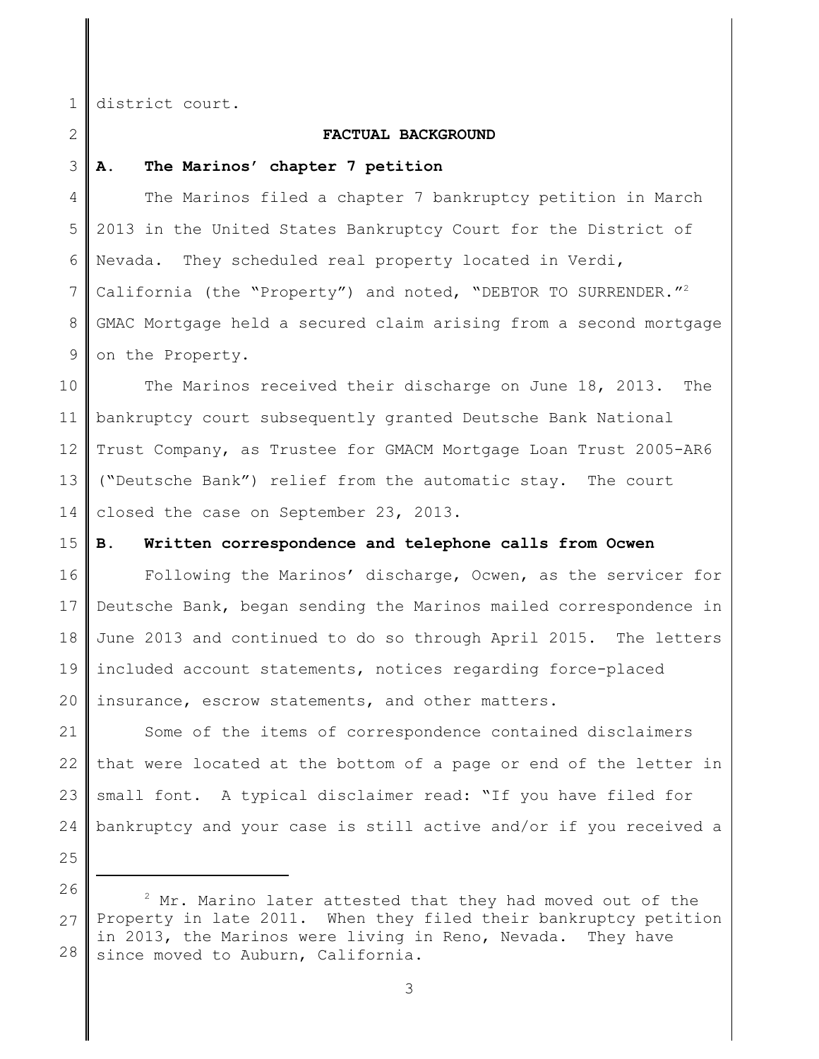district court.

## FACTUAL BACKGROUND

### A. The Marinos' chapter 7 petition

The Marinos filed a chapter 7 bankruptcy petition in March 2013 in the United States Bankruptcy Court for the District of Nevada. They scheduled real property located in Verdi, California (the "Property") and noted, "DEBTOR TO SURRENDER."[2] GMAC Mortgage held a secured claim arising from a second mortgage on the Property.

The Marinos received their discharge on June 18, 2013. The bankruptcy court subsequently granted Deutsche Bank National Trust Company, as Trustee for GMACM Mortgage Loan Trust 2005-AR6 ("Deutsche Bank") relief from the automatic stay. The court closed the case on September 23, 2013.

### B. Written correspondence and telephone calls from Ocwen

Following the Marinos' discharge, Ocwen, as the servicer for Deutsche Bank, began sending the Marinos mailed correspondence in June 2013 and continued to do so through April 2015. The letters included account statements, notices regarding force-placed insurance, escrow statements, and other matters.

Some of the items of correspondence contained disclaimers that were located at the bottom of a page or end of the letter in small font. A typical disclaimer read: "If you have filed for bankruptcy and your case is still active and/or if you received a

---

[2] Mr. Marino later attested that they had moved out of the Property in late 2011. When they filed their bankruptcy petition in 2013, the Marinos were living in Reno, Nevada. They have since moved to Auburn, California.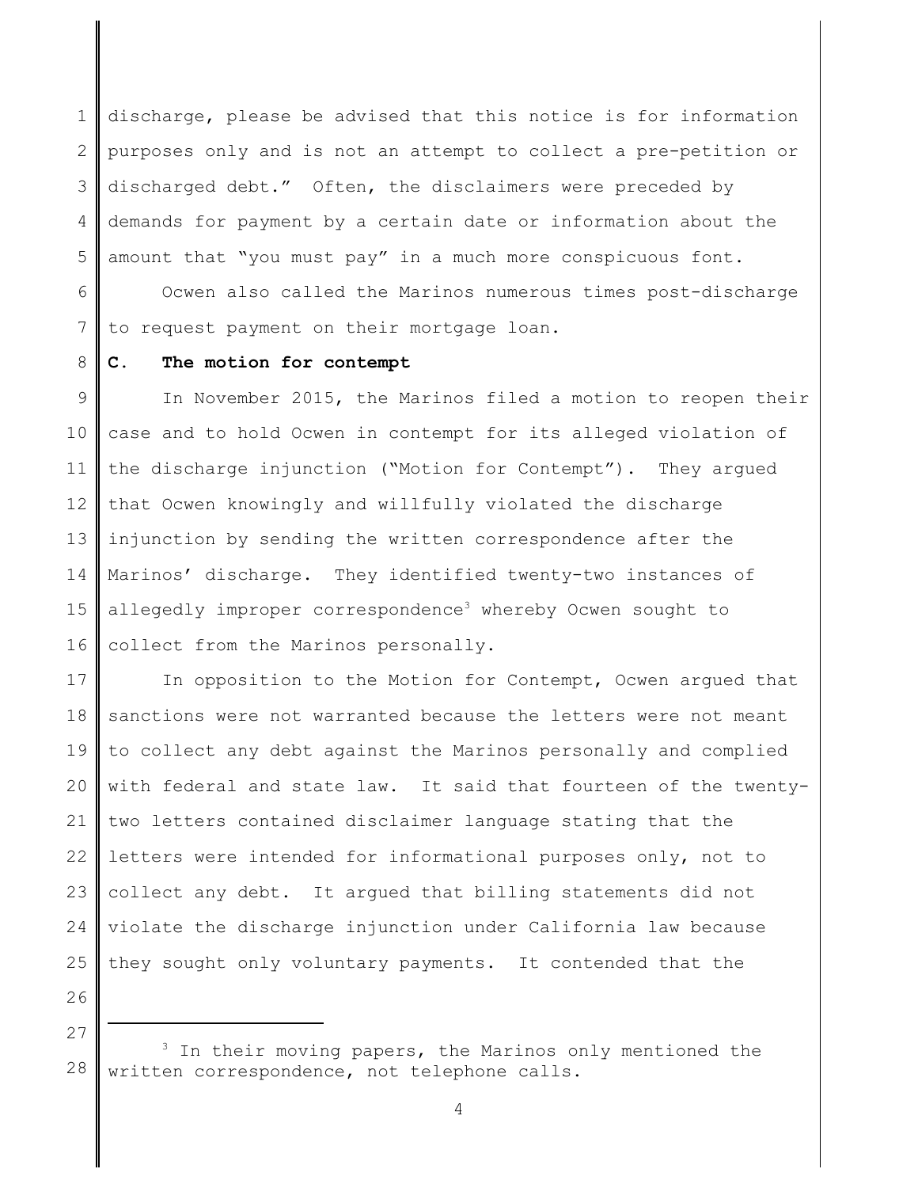discharge, please be advised that this notice is for information purposes only and is not an attempt to collect a pre-petition or discharged debt." Often, the disclaimers were preceded by demands for payment by a certain date or information about the amount that "you must pay" in a much more conspicuous font.

Ocwen also called the Marinos numerous times post-discharge to request payment on their mortgage loan.

**C. The motion for contempt**

In November 2015, the Marinos filed a motion to reopen their case and to hold Ocwen in contempt for its alleged violation of the discharge injunction ("Motion for Contempt"). They argued that Ocwen knowingly and willfully violated the discharge injunction by sending the written correspondence after the Marinos' discharge. They identified twenty-two instances of allegedly improper correspondence[3] whereby Ocwen sought to collect from the Marinos personally.

In opposition to the Motion for Contempt, Ocwen argued that sanctions were not warranted because the letters were not meant to collect any debt against the Marinos personally and complied with federal and state law. It said that fourteen of the twenty-two letters contained disclaimer language stating that the letters were intended for informational purposes only, not to collect any debt. It argued that billing statements did not violate the discharge injunction under California law because they sought only voluntary payments. It contended that the

[3] In their moving papers, the Marinos only mentioned the written correspondence, not telephone calls.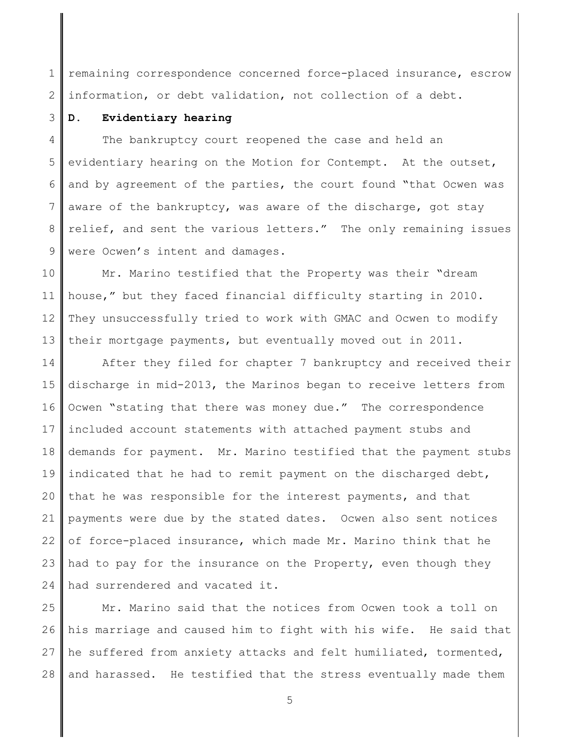remaining correspondence concerned force-placed insurance, escrow information, or debt validation, not collection of a debt.

**D. Evidentiary hearing**

The bankruptcy court reopened the case and held an evidentiary hearing on the Motion for Contempt. At the outset, and by agreement of the parties, the court found "that Ocwen was aware of the bankruptcy, was aware of the discharge, got stay relief, and sent the various letters." The only remaining issues were Ocwen's intent and damages.

Mr. Marino testified that the Property was their "dream house," but they faced financial difficulty starting in 2010. They unsuccessfully tried to work with GMAC and Ocwen to modify their mortgage payments, but eventually moved out in 2011.

After they filed for chapter 7 bankruptcy and received their discharge in mid-2013, the Marinos began to receive letters from Ocwen "stating that there was money due." The correspondence included account statements with attached payment stubs and demands for payment. Mr. Marino testified that the payment stubs indicated that he had to remit payment on the discharged debt, that he was responsible for the interest payments, and that payments were due by the stated dates. Ocwen also sent notices of force-placed insurance, which made Mr. Marino think that he had to pay for the insurance on the Property, even though they had surrendered and vacated it.

Mr. Marino said that the notices from Ocwen took a toll on his marriage and caused him to fight with his wife. He said that he suffered from anxiety attacks and felt humiliated, tormented, and harassed. He testified that the stress eventually made them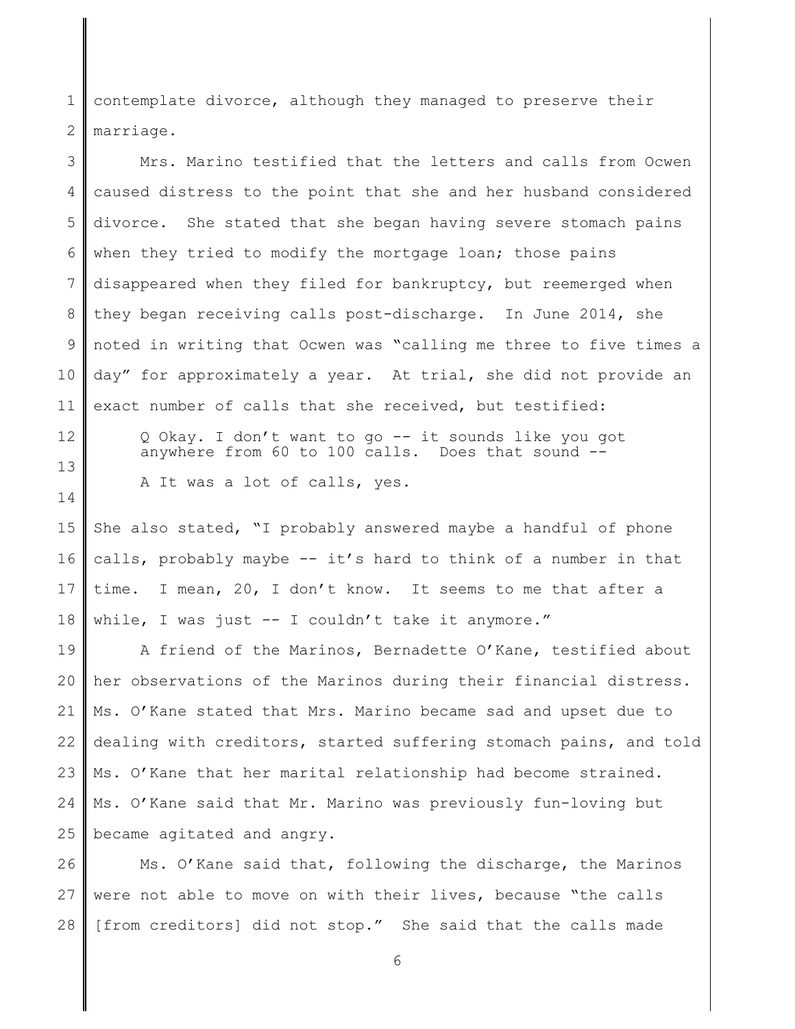contemplate divorce, although they managed to preserve their marriage.

Mrs. Marino testified that the letters and calls from Ocwen caused distress to the point that she and her husband considered divorce. She stated that she began having severe stomach pains when they tried to modify the mortgage loan; those pains disappeared when they filed for bankruptcy, but reemerged when they began receiving calls post-discharge. In June 2014, she noted in writing that Ocwen was "calling me three to five times a day" for approximately a year. At trial, she did not provide an exact number of calls that she received, but testified:

> Q Okay. I don't want to go -- it sounds like you got anywhere from 60 to 100 calls. Does that sound --
>
> A It was a lot of calls, yes.

She also stated, "I probably answered maybe a handful of phone calls, probably maybe -- it's hard to think of a number in that time. I mean, 20, I don't know. It seems to me that after a while, I was just -- I couldn't take it anymore."

A friend of the Marinos, Bernadette O'Kane, testified about her observations of the Marinos during their financial distress. Ms. O'Kane stated that Mrs. Marino became sad and upset due to dealing with creditors, started suffering stomach pains, and told Ms. O'Kane that her marital relationship had become strained. Ms. O'Kane said that Mr. Marino was previously fun-loving but became agitated and angry.

Ms. O'Kane said that, following the discharge, the Marinos were not able to move on with their lives, because "the calls [from creditors] did not stop." She said that the calls made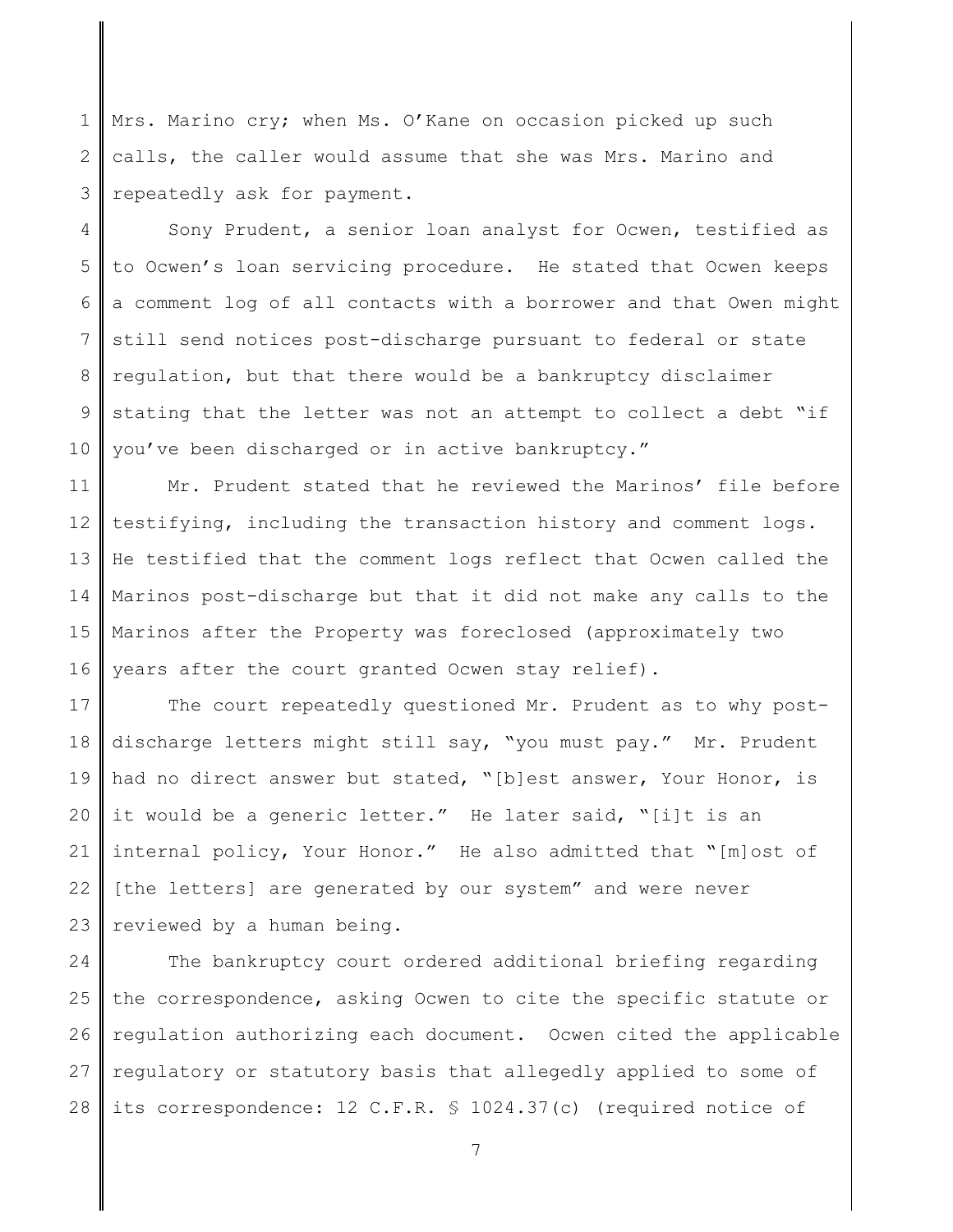Mrs. Marino cry; when Ms. O'Kane on occasion picked up such calls, the caller would assume that she was Mrs. Marino and repeatedly ask for payment.

Sony Prudent, a senior loan analyst for Ocwen, testified as to Ocwen's loan servicing procedure. He stated that Ocwen keeps a comment log of all contacts with a borrower and that Owen might still send notices post-discharge pursuant to federal or state regulation, but that there would be a bankruptcy disclaimer stating that the letter was not an attempt to collect a debt "if you've been discharged or in active bankruptcy."

Mr. Prudent stated that he reviewed the Marinos' file before testifying, including the transaction history and comment logs. He testified that the comment logs reflect that Ocwen called the Marinos post-discharge but that it did not make any calls to the Marinos after the Property was foreclosed (approximately two years after the court granted Ocwen stay relief).

The court repeatedly questioned Mr. Prudent as to why post-discharge letters might still say, "you must pay." Mr. Prudent had no direct answer but stated, "[b]est answer, Your Honor, is it would be a generic letter." He later said, "[i]t is an internal policy, Your Honor." He also admitted that "[m]ost of [the letters] are generated by our system" and were never reviewed by a human being.

The bankruptcy court ordered additional briefing regarding the correspondence, asking Ocwen to cite the specific statute or regulation authorizing each document. Ocwen cited the applicable regulatory or statutory basis that allegedly applied to some of its correspondence: 12 C.F.R. § 1024.37(c) (required notice of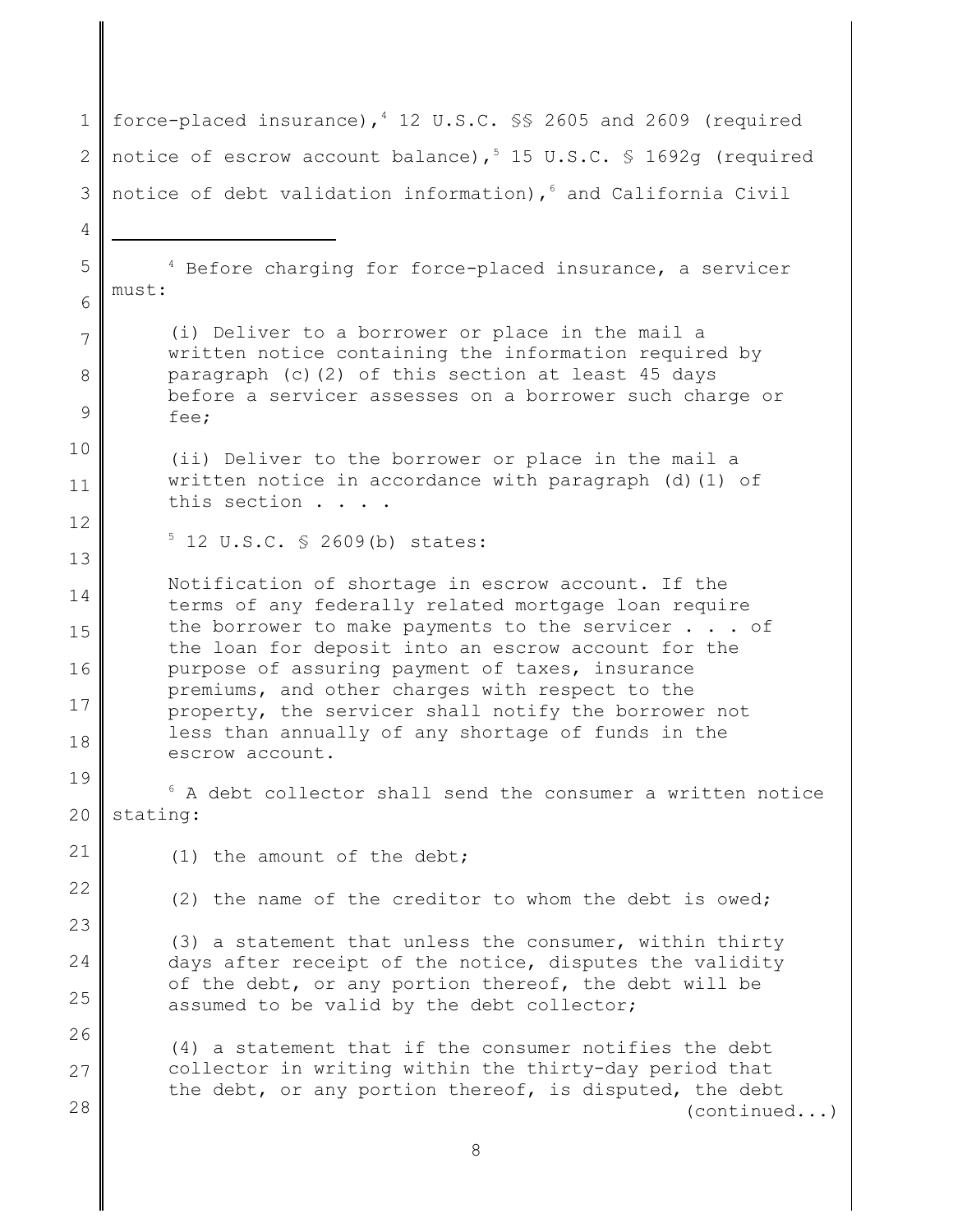force-placed insurance),[4] 12 U.S.C. §§ 2605 and 2609 (required notice of escrow account balance),[5] 15 U.S.C. § 1692g (required notice of debt validation information),[6] and California Civil

---

[4] Before charging for force-placed insurance, a servicer must:

> (i) Deliver to a borrower or place in the mail a written notice containing the information required by paragraph (c)(2) of this section at least 45 days before a servicer assesses on a borrower such charge or fee;
>
> (ii) Deliver to the borrower or place in the mail a written notice in accordance with paragraph (d)(1) of this section . . . .

[5] 12 U.S.C. § 2609(b) states:

> Notification of shortage in escrow account. If the terms of any federally related mortgage loan require the borrower to make payments to the servicer . . . of the loan for deposit into an escrow account for the purpose of assuring payment of taxes, insurance premiums, and other charges with respect to the property, the servicer shall notify the borrower not less than annually of any shortage of funds in the escrow account.

[6] A debt collector shall send the consumer a written notice stating:

> (1) the amount of the debt;
>
> (2) the name of the creditor to whom the debt is owed;
>
> (3) a statement that unless the consumer, within thirty days after receipt of the notice, disputes the validity of the debt, or any portion thereof, the debt will be assumed to be valid by the debt collector;
>
> (4) a statement that if the consumer notifies the debt collector in writing within the thirty-day period that the debt, or any portion thereof, is disputed, the debt

(continued...)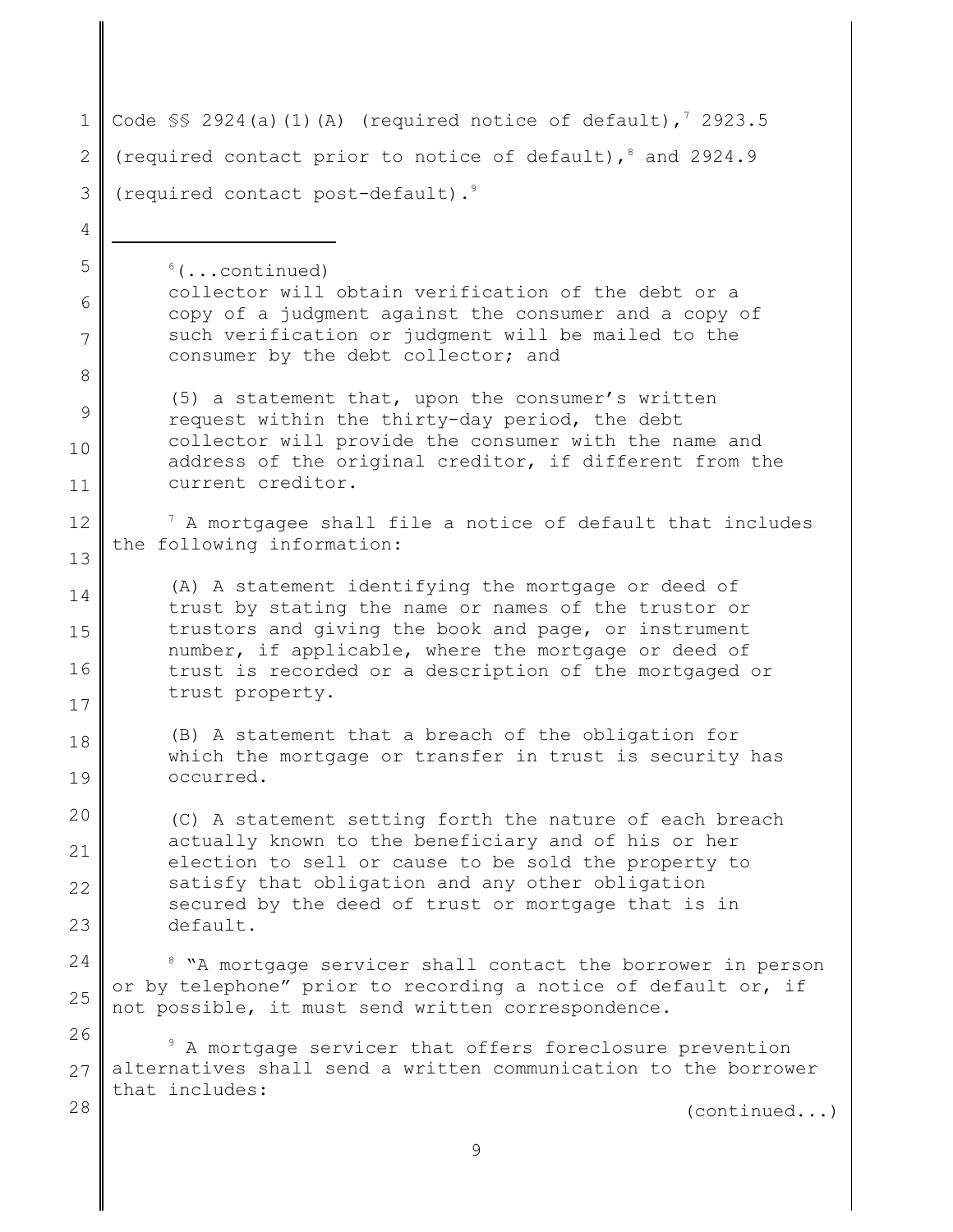Code §§ 2924(a)(1)(A) (required notice of default),[7] 2923.5 (required contact prior to notice of default),[8] and 2924.9 (required contact post-default).[9]

---

[6](...continued)

> collector will obtain verification of the debt or a copy of a judgment against the consumer and a copy of such verification or judgment will be mailed to the consumer by the debt collector; and
>
> (5) a statement that, upon the consumer's written request within the thirty-day period, the debt collector will provide the consumer with the name and address of the original creditor, if different from the current creditor.

[7] A mortgagee shall file a notice of default that includes the following information:

> (A) A statement identifying the mortgage or deed of trust by stating the name or names of the trustor or trustors and giving the book and page, or instrument number, if applicable, where the mortgage or deed of trust is recorded or a description of the mortgaged or trust property.
>
> (B) A statement that a breach of the obligation for which the mortgage or transfer in trust is security has occurred.
>
> (C) A statement setting forth the nature of each breach actually known to the beneficiary and of his or her election to sell or cause to be sold the property to satisfy that obligation and any other obligation secured by the deed of trust or mortgage that is in default.

[8] "A mortgage servicer shall contact the borrower in person or by telephone" prior to recording a notice of default or, if not possible, it must send written correspondence.

[9] A mortgage servicer that offers foreclosure prevention alternatives shall send a written communication to the borrower that includes:

(continued...)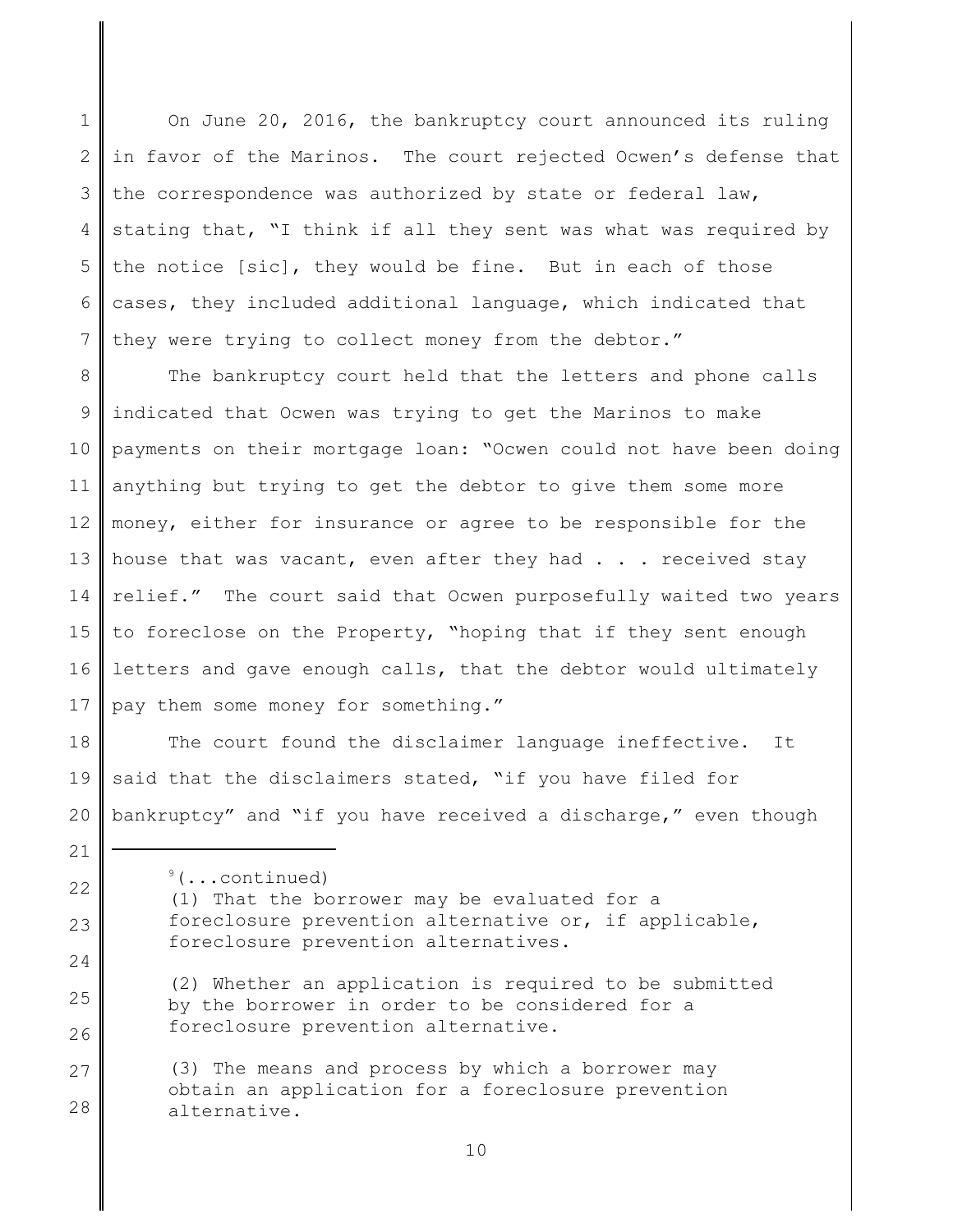On June 20, 2016, the bankruptcy court announced its ruling in favor of the Marinos. The court rejected Ocwen's defense that the correspondence was authorized by state or federal law, stating that, "I think if all they sent was what was required by the notice [sic], they would be fine. But in each of those cases, they included additional language, which indicated that they were trying to collect money from the debtor."

The bankruptcy court held that the letters and phone calls indicated that Ocwen was trying to get the Marinos to make payments on their mortgage loan: "Ocwen could not have been doing anything but trying to get the debtor to give them some more money, either for insurance or agree to be responsible for the house that was vacant, even after they had . . . received stay relief." The court said that Ocwen purposefully waited two years to foreclose on the Property, "hoping that if they sent enough letters and gave enough calls, that the debtor would ultimately pay them some money for something."

The court found the disclaimer language ineffective. It said that the disclaimers stated, "if you have filed for bankruptcy" and "if you have received a discharge," even though

---

[9](...continued)

(1) That the borrower may be evaluated for a foreclosure prevention alternative or, if applicable, foreclosure prevention alternatives.

(2) Whether an application is required to be submitted by the borrower in order to be considered for a foreclosure prevention alternative.

(3) The means and process by which a borrower may obtain an application for a foreclosure prevention alternative.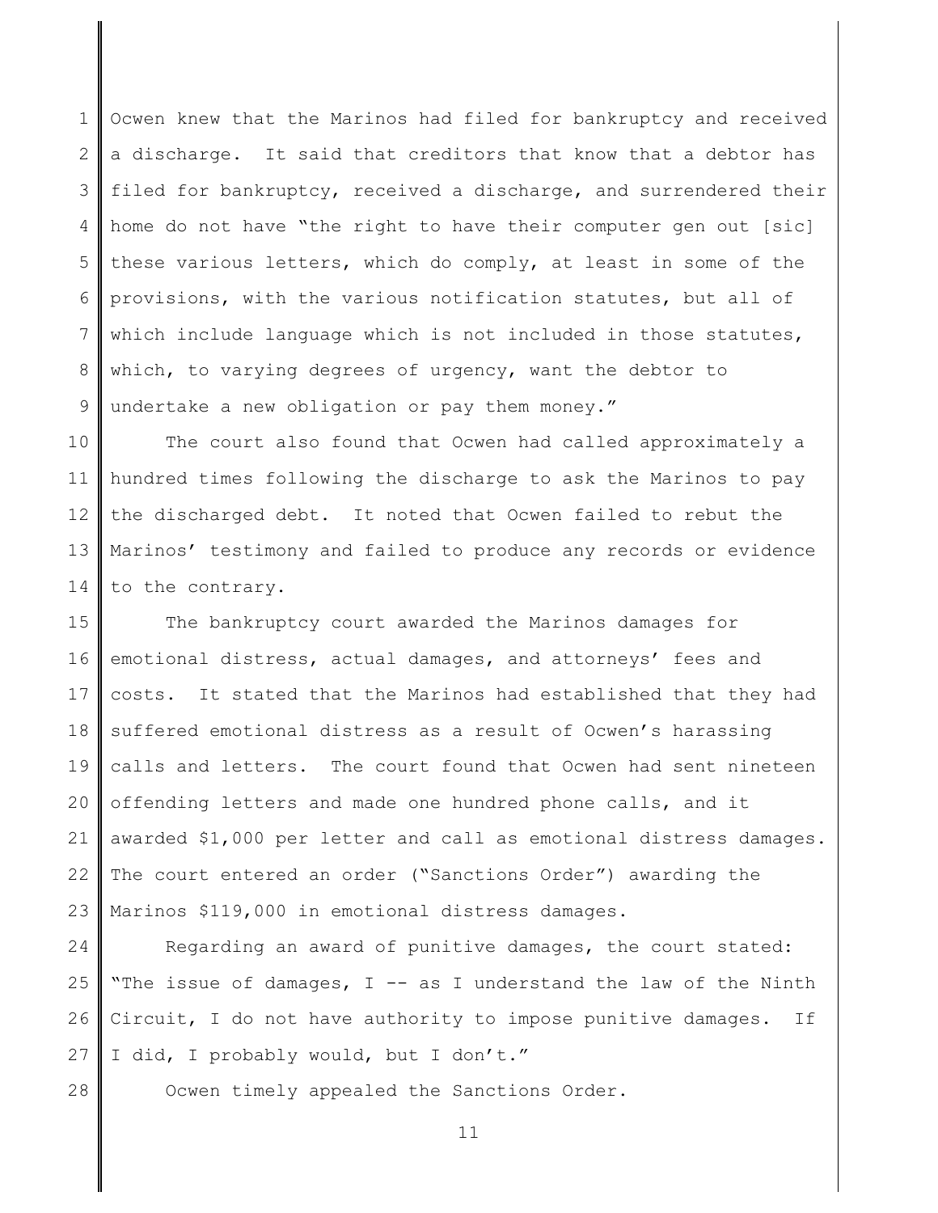Ocwen knew that the Marinos had filed for bankruptcy and received a discharge. It said that creditors that know that a debtor has filed for bankruptcy, received a discharge, and surrendered their home do not have "the right to have their computer gen out [sic] these various letters, which do comply, at least in some of the provisions, with the various notification statutes, but all of which include language which is not included in those statutes, which, to varying degrees of urgency, want the debtor to undertake a new obligation or pay them money."

The court also found that Ocwen had called approximately a hundred times following the discharge to ask the Marinos to pay the discharged debt. It noted that Ocwen failed to rebut the Marinos' testimony and failed to produce any records or evidence to the contrary.

The bankruptcy court awarded the Marinos damages for emotional distress, actual damages, and attorneys' fees and costs. It stated that the Marinos had established that they had suffered emotional distress as a result of Ocwen's harassing calls and letters. The court found that Ocwen had sent nineteen offending letters and made one hundred phone calls, and it awarded $1,000 per letter and call as emotional distress damages. The court entered an order ("Sanctions Order") awarding the Marinos $119,000 in emotional distress damages.

Regarding an award of punitive damages, the court stated: "The issue of damages, I -- as I understand the law of the Ninth Circuit, I do not have authority to impose punitive damages. If I did, I probably would, but I don't."

Ocwen timely appealed the Sanctions Order.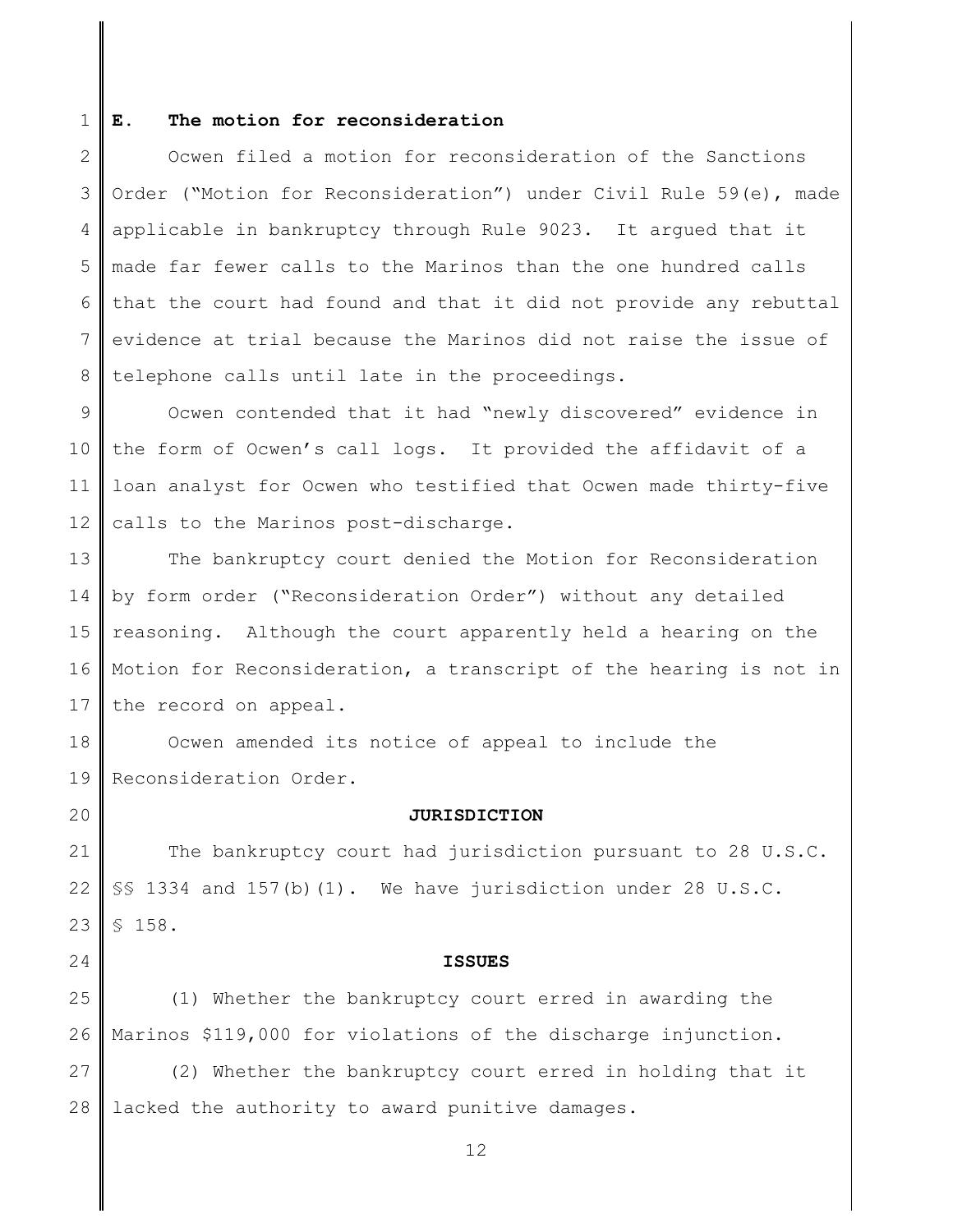### E. The motion for reconsideration

Ocwen filed a motion for reconsideration of the Sanctions Order ("Motion for Reconsideration") under Civil Rule 59(e), made applicable in bankruptcy through Rule 9023. It argued that it made far fewer calls to the Marinos than the one hundred calls that the court had found and that it did not provide any rebuttal evidence at trial because the Marinos did not raise the issue of telephone calls until late in the proceedings.

Ocwen contended that it had "newly discovered" evidence in the form of Ocwen's call logs. It provided the affidavit of a loan analyst for Ocwen who testified that Ocwen made thirty-five calls to the Marinos post-discharge.

The bankruptcy court denied the Motion for Reconsideration by form order ("Reconsideration Order") without any detailed reasoning. Although the court apparently held a hearing on the Motion for Reconsideration, a transcript of the hearing is not in the record on appeal.

Ocwen amended its notice of appeal to include the Reconsideration Order.

## JURISDICTION

The bankruptcy court had jurisdiction pursuant to 28 U.S.C. §§ 1334 and 157(b)(1). We have jurisdiction under 28 U.S.C. § 158.

## ISSUES

(1) Whether the bankruptcy court erred in awarding the Marinos $119,000 for violations of the discharge injunction.

(2) Whether the bankruptcy court erred in holding that it lacked the authority to award punitive damages.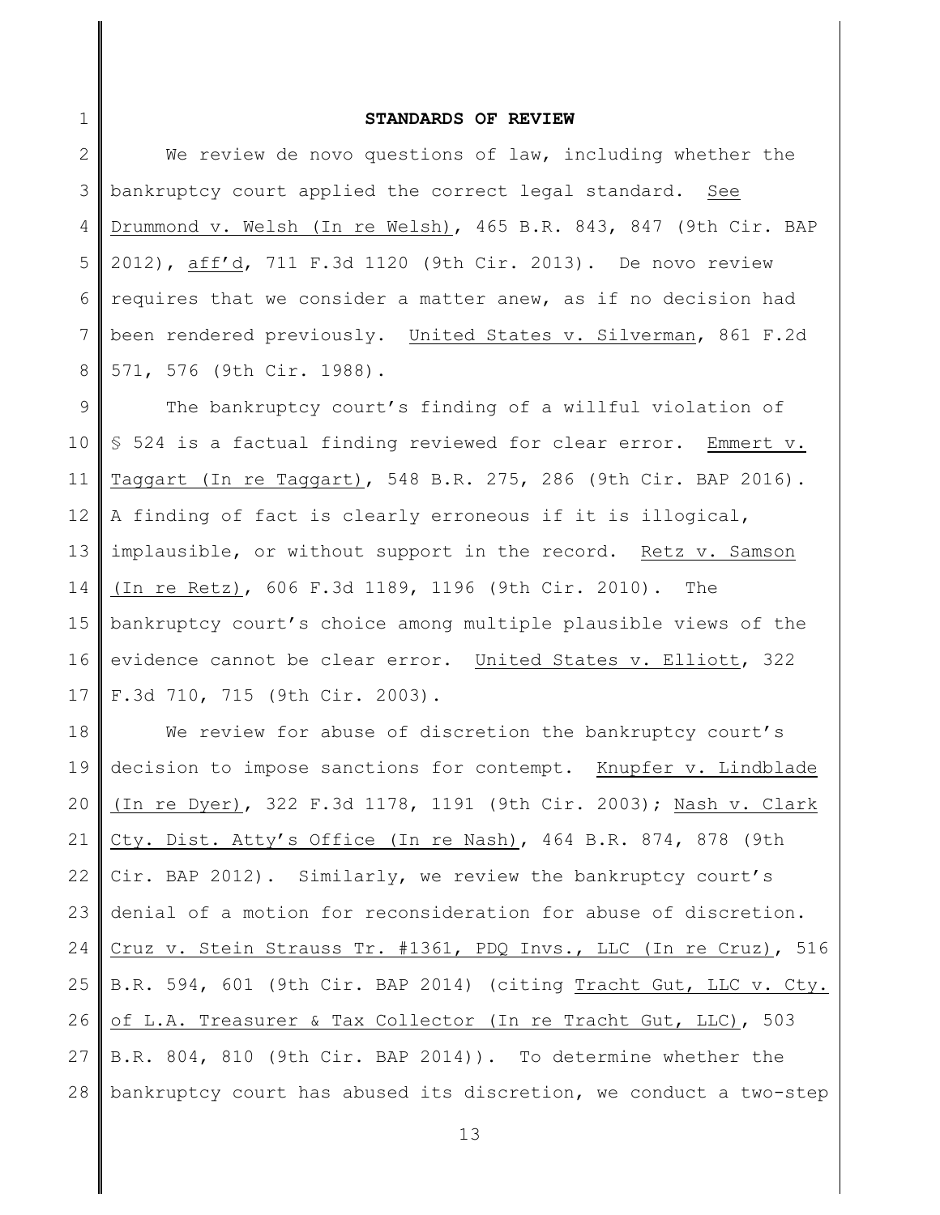## STANDARDS OF REVIEW

We review de novo questions of law, including whether the bankruptcy court applied the correct legal standard. See Drummond v. Welsh (In re Welsh), 465 B.R. 843, 847 (9th Cir. BAP 2012), aff'd, 711 F.3d 1120 (9th Cir. 2013). De novo review requires that we consider a matter anew, as if no decision had been rendered previously. United States v. Silverman, 861 F.2d 571, 576 (9th Cir. 1988).

The bankruptcy court's finding of a willful violation of § 524 is a factual finding reviewed for clear error. Emmert v. Taggart (In re Taggart), 548 B.R. 275, 286 (9th Cir. BAP 2016). A finding of fact is clearly erroneous if it is illogical, implausible, or without support in the record. Retz v. Samson (In re Retz), 606 F.3d 1189, 1196 (9th Cir. 2010). The bankruptcy court's choice among multiple plausible views of the evidence cannot be clear error. United States v. Elliott, 322 F.3d 710, 715 (9th Cir. 2003).

We review for abuse of discretion the bankruptcy court's decision to impose sanctions for contempt. Knupfer v. Lindblade (In re Dyer), 322 F.3d 1178, 1191 (9th Cir. 2003); Nash v. Clark Cty. Dist. Atty's Office (In re Nash), 464 B.R. 874, 878 (9th Cir. BAP 2012). Similarly, we review the bankruptcy court's denial of a motion for reconsideration for abuse of discretion. Cruz v. Stein Strauss Tr. #1361, PDQ Invs., LLC (In re Cruz), 516 B.R. 594, 601 (9th Cir. BAP 2014) (citing Tracht Gut, LLC v. Cty. of L.A. Treasurer & Tax Collector (In re Tracht Gut, LLC), 503 B.R. 804, 810 (9th Cir. BAP 2014)). To determine whether the bankruptcy court has abused its discretion, we conduct a two-step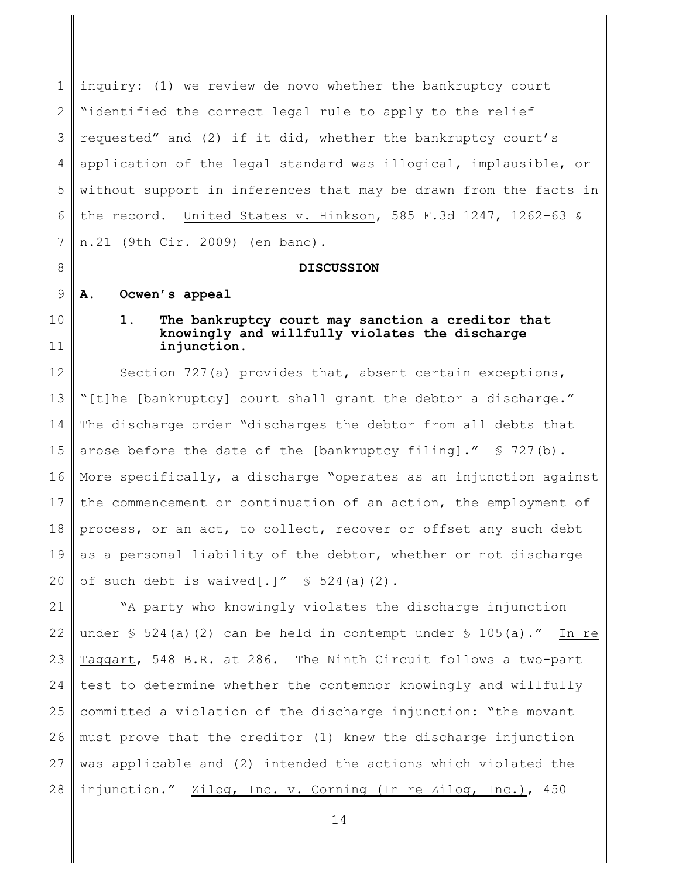inquiry: (1) we review de novo whether the bankruptcy court "identified the correct legal rule to apply to the relief requested" and (2) if it did, whether the bankruptcy court's application of the legal standard was illogical, implausible, or without support in inferences that may be drawn from the facts in the record. United States v. Hinkson, 585 F.3d 1247, 1262–63 & n.21 (9th Cir. 2009) (en banc).

## DISCUSSION

### A. Ocwen's appeal

#### 1. The bankruptcy court may sanction a creditor that knowingly and willfully violates the discharge injunction.

Section 727(a) provides that, absent certain exceptions, "[t]he [bankruptcy] court shall grant the debtor a discharge." The discharge order "discharges the debtor from all debts that arose before the date of the [bankruptcy filing]." § 727(b). More specifically, a discharge "operates as an injunction against the commencement or continuation of an action, the employment of process, or an act, to collect, recover or offset any such debt as a personal liability of the debtor, whether or not discharge of such debt is waived[.]" § 524(a)(2).

"A party who knowingly violates the discharge injunction under § 524(a)(2) can be held in contempt under § 105(a)." In re Taggart, 548 B.R. at 286. The Ninth Circuit follows a two-part test to determine whether the contemnor knowingly and willfully committed a violation of the discharge injunction: "the movant must prove that the creditor (1) knew the discharge injunction was applicable and (2) intended the actions which violated the injunction." Zilog, Inc. v. Corning (In re Zilog, Inc.), 450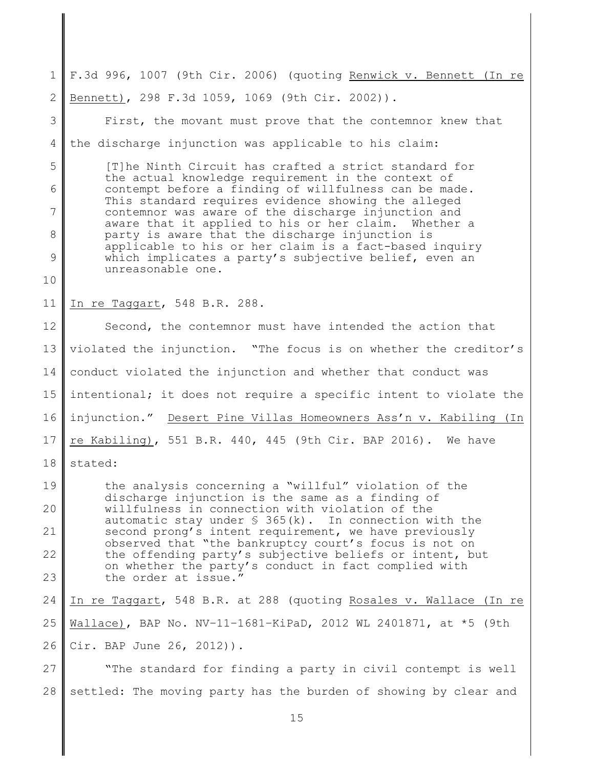F.3d 996, 1007 (9th Cir. 2006) (quoting Renwick v. Bennett (In re Bennett), 298 F.3d 1059, 1069 (9th Cir. 2002)).

First, the movant must prove that the contemnor knew that the discharge injunction was applicable to his claim:

> [T]he Ninth Circuit has crafted a strict standard for the actual knowledge requirement in the context of contempt before a finding of willfulness can be made. This standard requires evidence showing the alleged contemnor was aware of the discharge injunction and aware that it applied to his or her claim. Whether a party is aware that the discharge injunction is applicable to his or her claim is a fact-based inquiry which implicates a party's subjective belief, even an unreasonable one.

In re Taggart, 548 B.R. 288.

Second, the contemnor must have intended the action that violated the injunction. "The focus is on whether the creditor's conduct violated the injunction and whether that conduct was intentional; it does not require a specific intent to violate the injunction." Desert Pine Villas Homeowners Ass'n v. Kabiling (In re Kabiling), 551 B.R. 440, 445 (9th Cir. BAP 2016). We have stated:

> the analysis concerning a "willful" violation of the discharge injunction is the same as a finding of willfulness in connection with violation of the automatic stay under § 365(k). In connection with the second prong's intent requirement, we have previously observed that "the bankruptcy court's focus is not on the offending party's subjective beliefs or intent, but on whether the party's conduct in fact complied with the order at issue."

In re Taggart, 548 B.R. at 288 (quoting Rosales v. Wallace (In re Wallace), BAP No. NV-11-1681-KiPaD, 2012 WL 2401871, at *5 (9th Cir. BAP June 26, 2012)).

"The standard for finding a party in civil contempt is well settled: The moving party has the burden of showing by clear and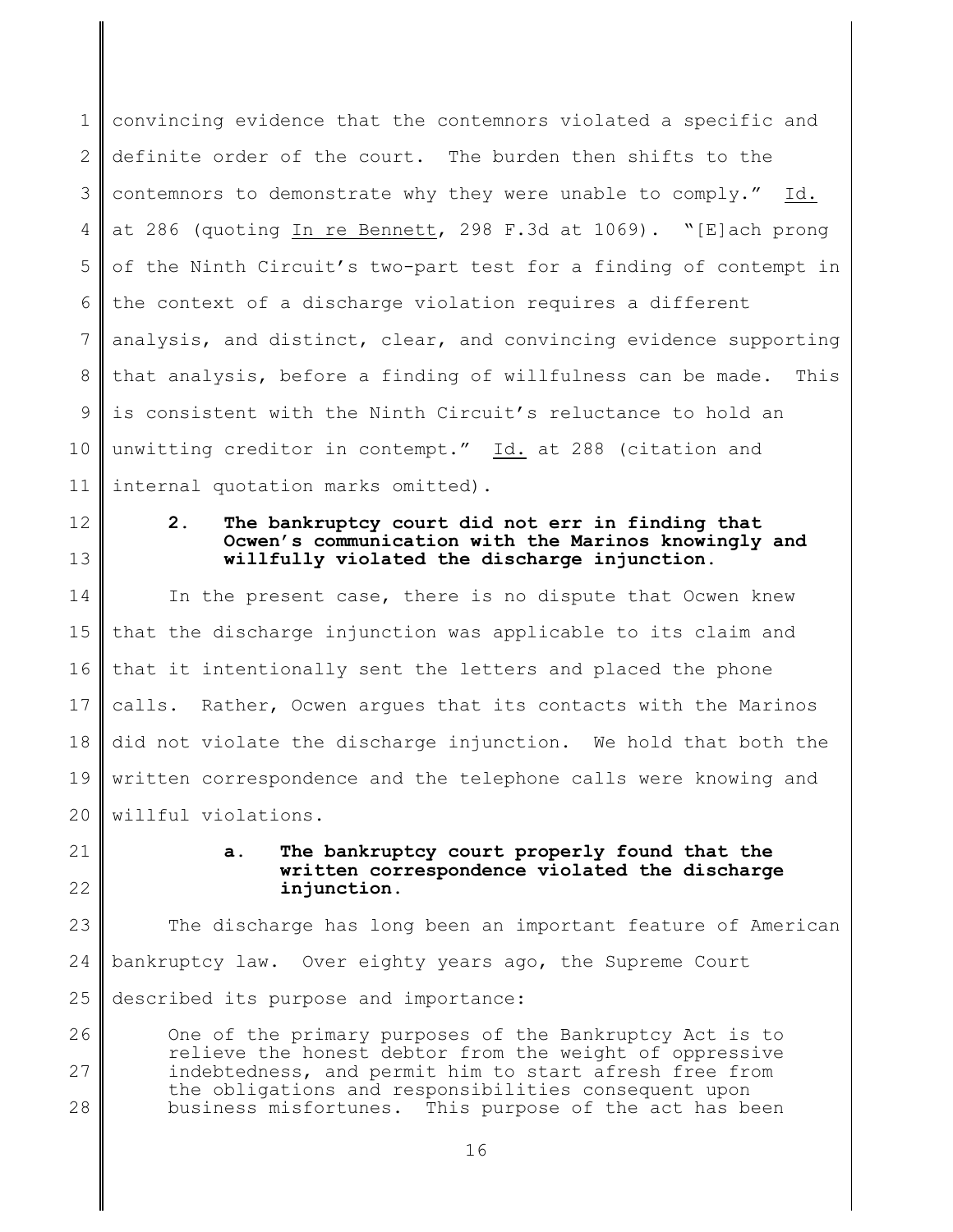convincing evidence that the contemnors violated a specific and definite order of the court. The burden then shifts to the contemnors to demonstrate why they were unable to comply." Id. at 286 (quoting In re Bennett, 298 F.3d at 1069). "[E]ach prong of the Ninth Circuit's two-part test for a finding of contempt in the context of a discharge violation requires a different analysis, and distinct, clear, and convincing evidence supporting that analysis, before a finding of willfulness can be made. This is consistent with the Ninth Circuit's reluctance to hold an unwitting creditor in contempt." Id. at 288 (citation and internal quotation marks omitted).

### 2. The bankruptcy court did not err in finding that Ocwen's communication with the Marinos knowingly and willfully violated the discharge injunction.

In the present case, there is no dispute that Ocwen knew that the discharge injunction was applicable to its claim and that it intentionally sent the letters and placed the phone calls. Rather, Ocwen argues that its contacts with the Marinos did not violate the discharge injunction. We hold that both the written correspondence and the telephone calls were knowing and willful violations.

#### a. The bankruptcy court properly found that the written correspondence violated the discharge injunction.

The discharge has long been an important feature of American bankruptcy law. Over eighty years ago, the Supreme Court described its purpose and importance:

> One of the primary purposes of the Bankruptcy Act is to relieve the honest debtor from the weight of oppressive indebtedness, and permit him to start afresh free from the obligations and responsibilities consequent upon business misfortunes. This purpose of the act has been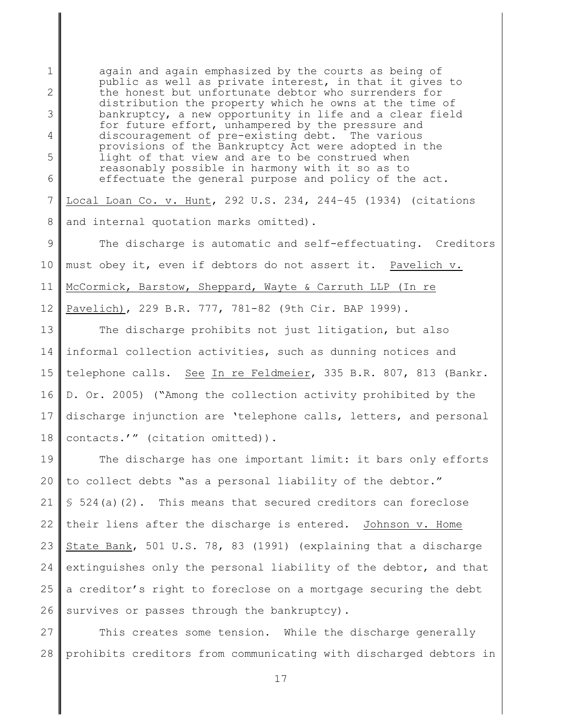> again and again emphasized by the courts as being of public as well as private interest, in that it gives to the honest but unfortunate debtor who surrenders for distribution the property which he owns at the time of bankruptcy, a new opportunity in life and a clear field for future effort, unhampered by the pressure and discouragement of pre-existing debt. The various provisions of the Bankruptcy Act were adopted in the light of that view and are to be construed when reasonably possible in harmony with it so as to effectuate the general purpose and policy of the act.

Local Loan Co. v. Hunt, 292 U.S. 234, 244–45 (1934) (citations and internal quotation marks omitted).

The discharge is automatic and self-effectuating. Creditors must obey it, even if debtors do not assert it. Pavelich v. McCormick, Barstow, Sheppard, Wayte & Carruth LLP (In re Pavelich), 229 B.R. 777, 781-82 (9th Cir. BAP 1999).

The discharge prohibits not just litigation, but also informal collection activities, such as dunning notices and telephone calls. See In re Feldmeier, 335 B.R. 807, 813 (Bankr. D. Or. 2005) ("Among the collection activity prohibited by the discharge injunction are 'telephone calls, letters, and personal contacts.'" (citation omitted)).

The discharge has one important limit: it bars only efforts to collect debts "as a personal liability of the debtor." § 524(a)(2). This means that secured creditors can foreclose their liens after the discharge is entered. Johnson v. Home State Bank, 501 U.S. 78, 83 (1991) (explaining that a discharge extinguishes only the personal liability of the debtor, and that a creditor's right to foreclose on a mortgage securing the debt survives or passes through the bankruptcy).

This creates some tension. While the discharge generally prohibits creditors from communicating with discharged debtors in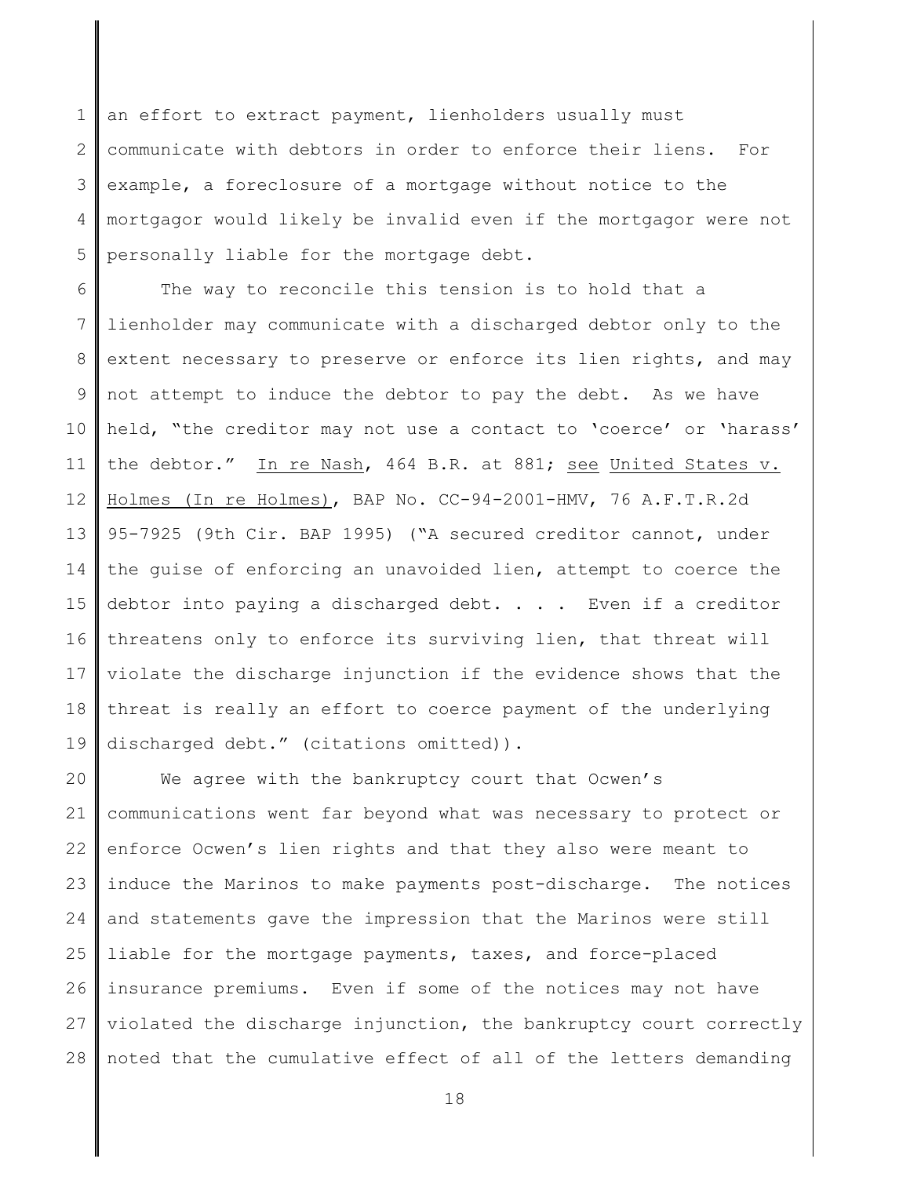an effort to extract payment, lienholders usually must communicate with debtors in order to enforce their liens. For example, a foreclosure of a mortgage without notice to the mortgagor would likely be invalid even if the mortgagor were not personally liable for the mortgage debt.

The way to reconcile this tension is to hold that a lienholder may communicate with a discharged debtor only to the extent necessary to preserve or enforce its lien rights, and may not attempt to induce the debtor to pay the debt. As we have held, "the creditor may not use a contact to 'coerce' or 'harass' the debtor." In re Nash, 464 B.R. at 881; see United States v. Holmes (In re Holmes), BAP No. CC-94-2001-HMV, 76 A.F.T.R.2d 95-7925 (9th Cir. BAP 1995) ("A secured creditor cannot, under the guise of enforcing an unavoided lien, attempt to coerce the debtor into paying a discharged debt. . . . Even if a creditor threatens only to enforce its surviving lien, that threat will violate the discharge injunction if the evidence shows that the threat is really an effort to coerce payment of the underlying discharged debt." (citations omitted)).

We agree with the bankruptcy court that Ocwen's communications went far beyond what was necessary to protect or enforce Ocwen's lien rights and that they also were meant to induce the Marinos to make payments post-discharge. The notices and statements gave the impression that the Marinos were still liable for the mortgage payments, taxes, and force-placed insurance premiums. Even if some of the notices may not have violated the discharge injunction, the bankruptcy court correctly noted that the cumulative effect of all of the letters demanding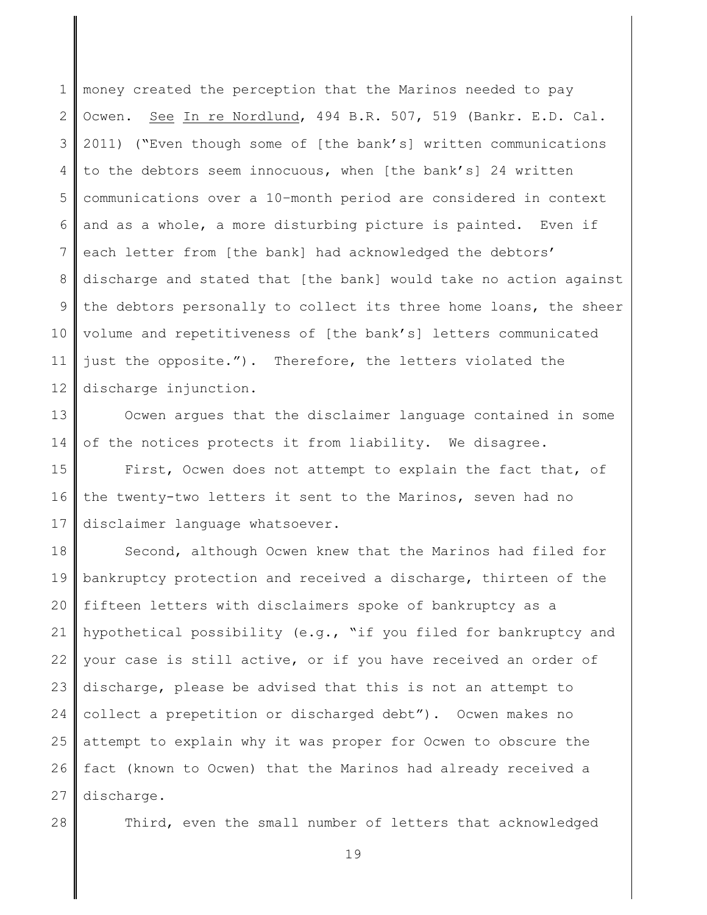money created the perception that the Marinos needed to pay Ocwen. See In re Nordlund, 494 B.R. 507, 519 (Bankr. E.D. Cal. 2011) ("Even though some of [the bank's] written communications to the debtors seem innocuous, when [the bank's] 24 written communications over a 10-month period are considered in context and as a whole, a more disturbing picture is painted. Even if each letter from [the bank] had acknowledged the debtors' discharge and stated that [the bank] would take no action against the debtors personally to collect its three home loans, the sheer volume and repetitiveness of [the bank's] letters communicated just the opposite."). Therefore, the letters violated the discharge injunction.

Ocwen argues that the disclaimer language contained in some of the notices protects it from liability. We disagree.

First, Ocwen does not attempt to explain the fact that, of the twenty-two letters it sent to the Marinos, seven had no disclaimer language whatsoever.

Second, although Ocwen knew that the Marinos had filed for bankruptcy protection and received a discharge, thirteen of the fifteen letters with disclaimers spoke of bankruptcy as a hypothetical possibility (e.g., "if you filed for bankruptcy and your case is still active, or if you have received an order of discharge, please be advised that this is not an attempt to collect a prepetition or discharged debt"). Ocwen makes no attempt to explain why it was proper for Ocwen to obscure the fact (known to Ocwen) that the Marinos had already received a discharge.

Third, even the small number of letters that acknowledged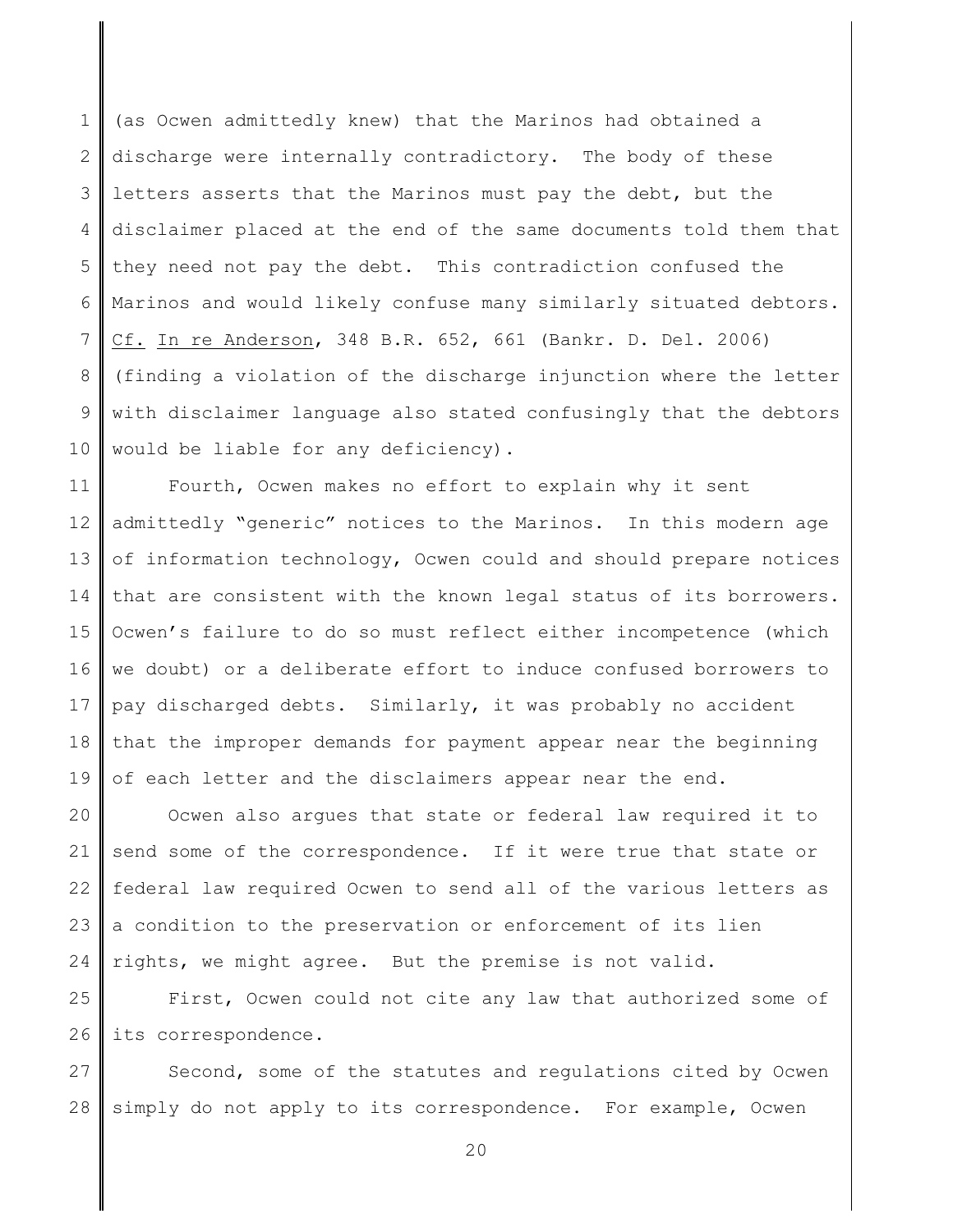(as Ocwen admittedly knew) that the Marinos had obtained a discharge were internally contradictory. The body of these letters asserts that the Marinos must pay the debt, but the disclaimer placed at the end of the same documents told them that they need not pay the debt. This contradiction confused the Marinos and would likely confuse many similarly situated debtors. Cf. In re Anderson, 348 B.R. 652, 661 (Bankr. D. Del. 2006) (finding a violation of the discharge injunction where the letter with disclaimer language also stated confusingly that the debtors would be liable for any deficiency).

Fourth, Ocwen makes no effort to explain why it sent admittedly "generic" notices to the Marinos. In this modern age of information technology, Ocwen could and should prepare notices that are consistent with the known legal status of its borrowers. Ocwen's failure to do so must reflect either incompetence (which we doubt) or a deliberate effort to induce confused borrowers to pay discharged debts. Similarly, it was probably no accident that the improper demands for payment appear near the beginning of each letter and the disclaimers appear near the end.

Ocwen also argues that state or federal law required it to send some of the correspondence. If it were true that state or federal law required Ocwen to send all of the various letters as a condition to the preservation or enforcement of its lien rights, we might agree. But the premise is not valid.

First, Ocwen could not cite any law that authorized some of its correspondence.

Second, some of the statutes and regulations cited by Ocwen simply do not apply to its correspondence. For example, Ocwen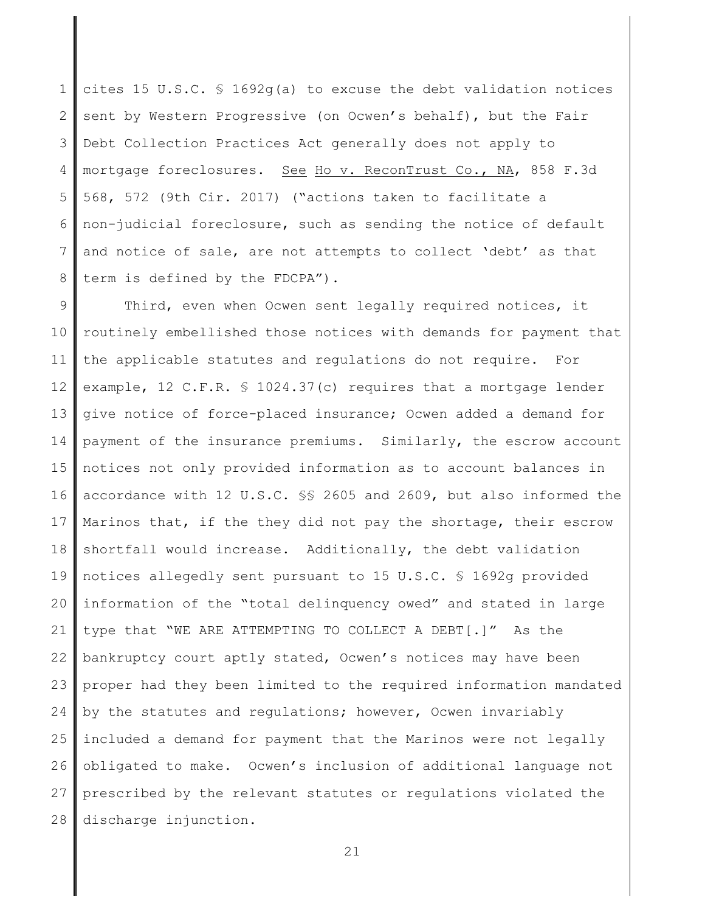cites 15 U.S.C. § 1692g(a) to excuse the debt validation notices sent by Western Progressive (on Ocwen's behalf), but the Fair Debt Collection Practices Act generally does not apply to mortgage foreclosures. See Ho v. ReconTrust Co., NA, 858 F.3d 568, 572 (9th Cir. 2017) ("actions taken to facilitate a non-judicial foreclosure, such as sending the notice of default and notice of sale, are not attempts to collect 'debt' as that term is defined by the FDCPA").

Third, even when Ocwen sent legally required notices, it routinely embellished those notices with demands for payment that the applicable statutes and regulations do not require. For example, 12 C.F.R. § 1024.37(c) requires that a mortgage lender give notice of force-placed insurance; Ocwen added a demand for payment of the insurance premiums. Similarly, the escrow account notices not only provided information as to account balances in accordance with 12 U.S.C. §§ 2605 and 2609, but also informed the Marinos that, if the they did not pay the shortage, their escrow shortfall would increase. Additionally, the debt validation notices allegedly sent pursuant to 15 U.S.C. § 1692g provided information of the "total delinquency owed" and stated in large type that "WE ARE ATTEMPTING TO COLLECT A DEBT[.]" As the bankruptcy court aptly stated, Ocwen's notices may have been proper had they been limited to the required information mandated by the statutes and regulations; however, Ocwen invariably included a demand for payment that the Marinos were not legally obligated to make. Ocwen's inclusion of additional language not prescribed by the relevant statutes or regulations violated the discharge injunction.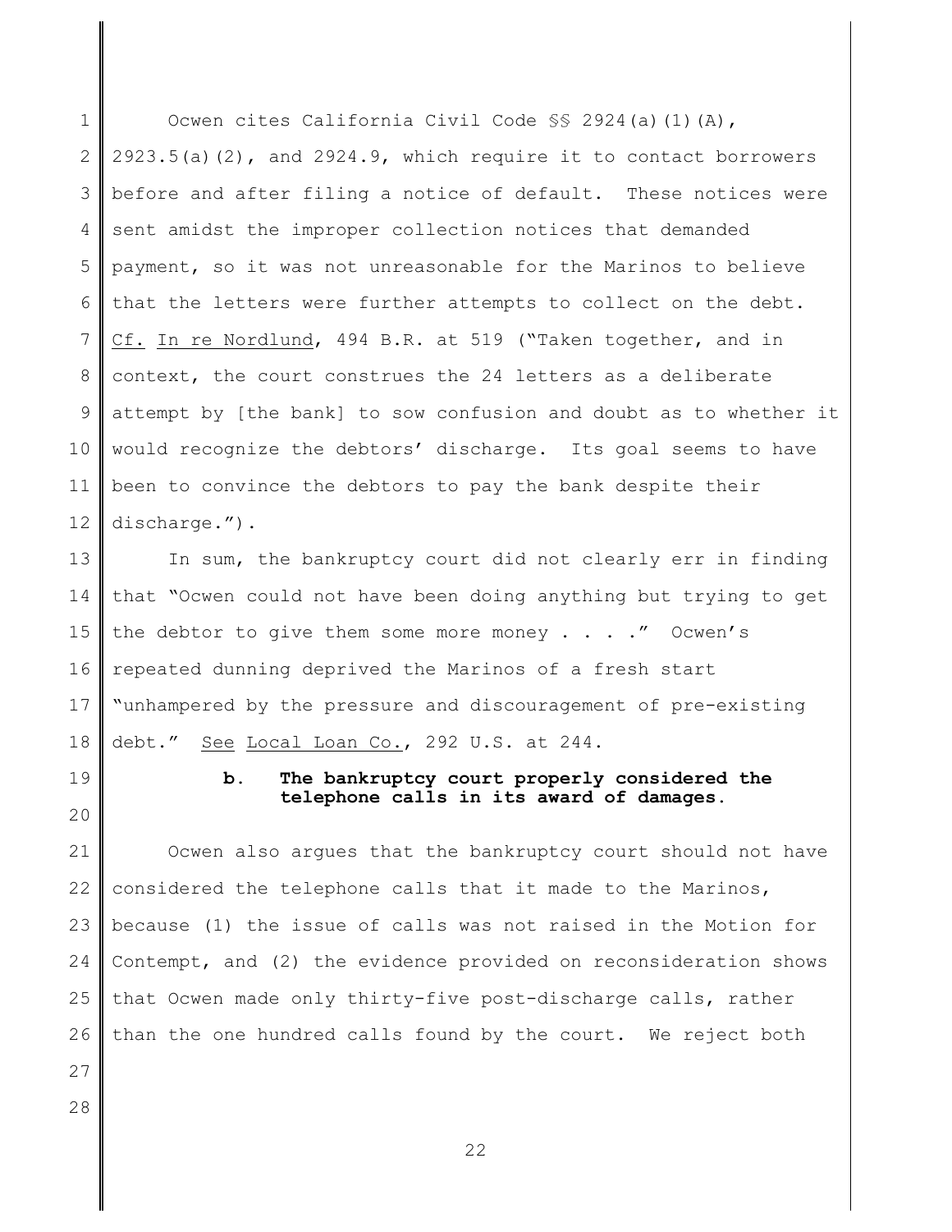Ocwen cites California Civil Code §§ 2924(a)(1)(A), 2923.5(a)(2), and 2924.9, which require it to contact borrowers before and after filing a notice of default. These notices were sent amidst the improper collection notices that demanded payment, so it was not unreasonable for the Marinos to believe that the letters were further attempts to collect on the debt. Cf. In re Nordlund, 494 B.R. at 519 ("Taken together, and in context, the court construes the 24 letters as a deliberate attempt by [the bank] to sow confusion and doubt as to whether it would recognize the debtors' discharge. Its goal seems to have been to convince the debtors to pay the bank despite their discharge.").

In sum, the bankruptcy court did not clearly err in finding that "Ocwen could not have been doing anything but trying to get the debtor to give them some more money . . . ." Ocwen's repeated dunning deprived the Marinos of a fresh start "unhampered by the pressure and discouragement of pre-existing debt." See Local Loan Co., 292 U.S. at 244.

**b. The bankruptcy court properly considered the telephone calls in its award of damages.**

Ocwen also argues that the bankruptcy court should not have considered the telephone calls that it made to the Marinos, because (1) the issue of calls was not raised in the Motion for Contempt, and (2) the evidence provided on reconsideration shows that Ocwen made only thirty-five post-discharge calls, rather than the one hundred calls found by the court. We reject both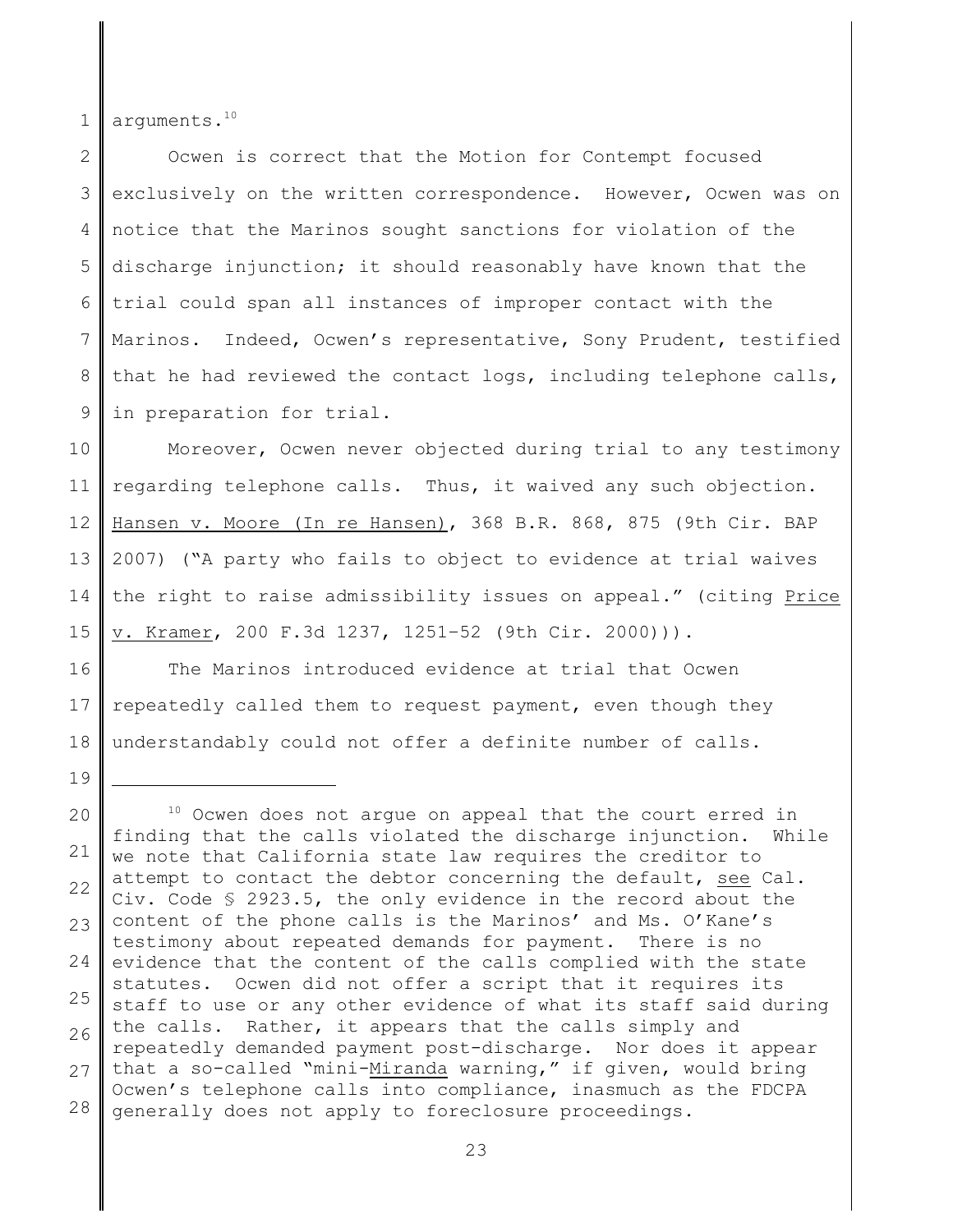arguments.[10]

Ocwen is correct that the Motion for Contempt focused exclusively on the written correspondence. However, Ocwen was on notice that the Marinos sought sanctions for violation of the discharge injunction; it should reasonably have known that the trial could span all instances of improper contact with the Marinos. Indeed, Ocwen's representative, Sony Prudent, testified that he had reviewed the contact logs, including telephone calls, in preparation for trial.

Moreover, Ocwen never objected during trial to any testimony regarding telephone calls. Thus, it waived any such objection. Hansen v. Moore (In re Hansen), 368 B.R. 868, 875 (9th Cir. BAP 2007) ("A party who fails to object to evidence at trial waives the right to raise admissibility issues on appeal." (citing Price v. Kramer, 200 F.3d 1237, 1251–52 (9th Cir. 2000))).

The Marinos introduced evidence at trial that Ocwen repeatedly called them to request payment, even though they understandably could not offer a definite number of calls.

---

[10] Ocwen does not argue on appeal that the court erred in finding that the calls violated the discharge injunction. While we note that California state law requires the creditor to attempt to contact the debtor concerning the default, see Cal. Civ. Code § 2923.5, the only evidence in the record about the content of the phone calls is the Marinos' and Ms. O'Kane's testimony about repeated demands for payment. There is no evidence that the content of the calls complied with the state statutes. Ocwen did not offer a script that it requires its staff to use or any other evidence of what its staff said during the calls. Rather, it appears that the calls simply and repeatedly demanded payment post-discharge. Nor does it appear that a so-called "mini-Miranda warning," if given, would bring Ocwen's telephone calls into compliance, inasmuch as the FDCPA generally does not apply to foreclosure proceedings.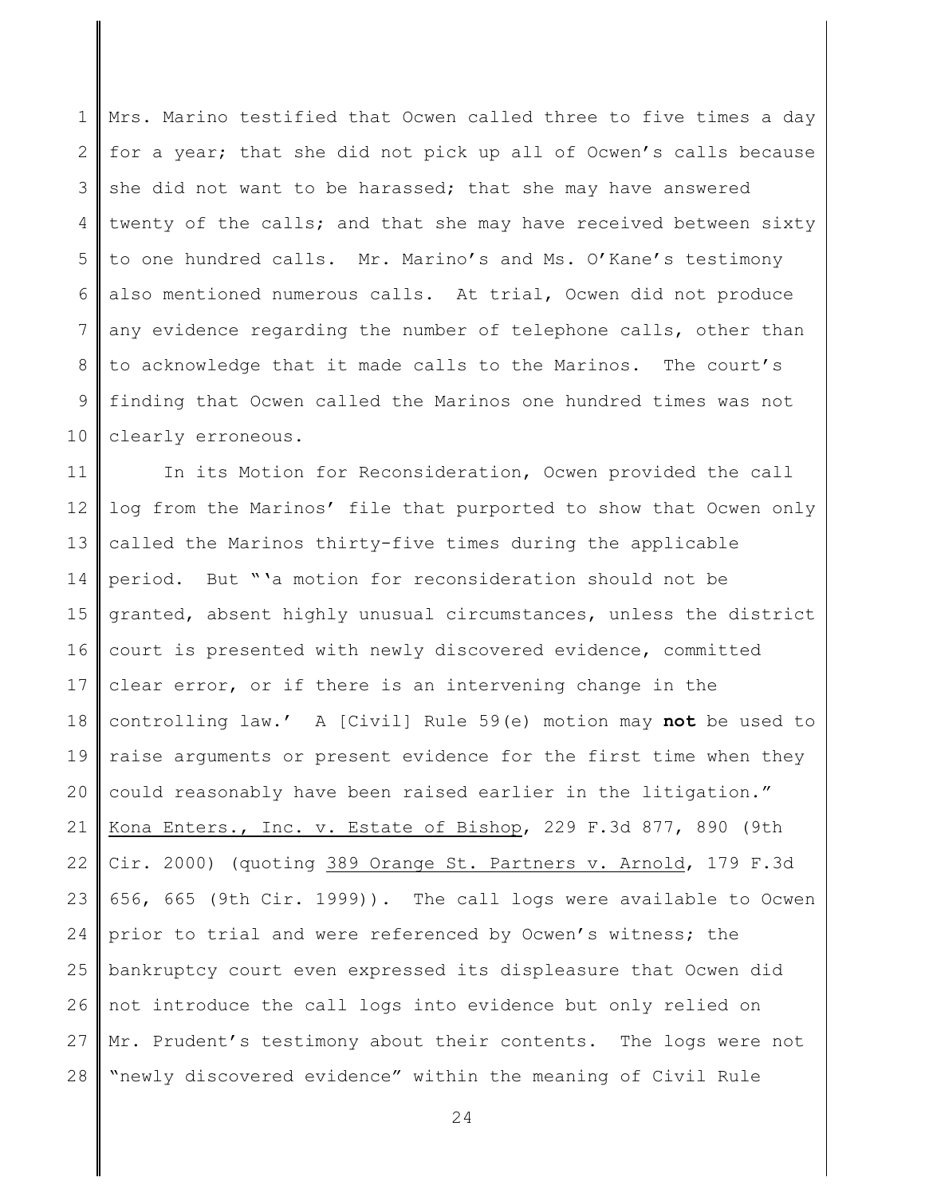Mrs. Marino testified that Ocwen called three to five times a day for a year; that she did not pick up all of Ocwen's calls because she did not want to be harassed; that she may have answered twenty of the calls; and that she may have received between sixty to one hundred calls. Mr. Marino's and Ms. O'Kane's testimony also mentioned numerous calls. At trial, Ocwen did not produce any evidence regarding the number of telephone calls, other than to acknowledge that it made calls to the Marinos. The court's finding that Ocwen called the Marinos one hundred times was not clearly erroneous.

In its Motion for Reconsideration, Ocwen provided the call log from the Marinos' file that purported to show that Ocwen only called the Marinos thirty-five times during the applicable period. But "'a motion for reconsideration should not be granted, absent highly unusual circumstances, unless the district court is presented with newly discovered evidence, committed clear error, or if there is an intervening change in the controlling law.' A [Civil] Rule 59(e) motion may **not** be used to raise arguments or present evidence for the first time when they could reasonably have been raised earlier in the litigation." Kona Enters., Inc. v. Estate of Bishop, 229 F.3d 877, 890 (9th Cir. 2000) (quoting 389 Orange St. Partners v. Arnold, 179 F.3d 656, 665 (9th Cir. 1999)). The call logs were available to Ocwen prior to trial and were referenced by Ocwen's witness; the bankruptcy court even expressed its displeasure that Ocwen did not introduce the call logs into evidence but only relied on Mr. Prudent's testimony about their contents. The logs were not "newly discovered evidence" within the meaning of Civil Rule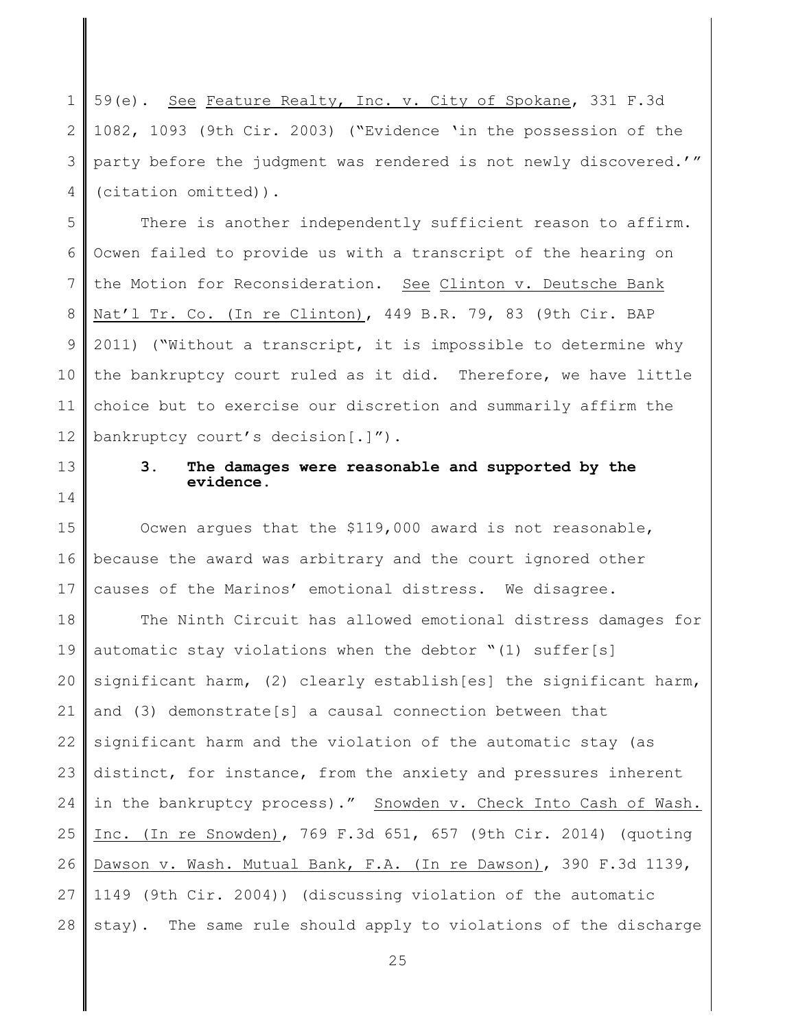59(e). See Feature Realty, Inc. v. City of Spokane, 331 F.3d 1082, 1093 (9th Cir. 2003) ("Evidence 'in the possession of the party before the judgment was rendered is not newly discovered.'" (citation omitted)).

There is another independently sufficient reason to affirm. Ocwen failed to provide us with a transcript of the hearing on the Motion for Reconsideration. See Clinton v. Deutsche Bank Nat'l Tr. Co. (In re Clinton), 449 B.R. 79, 83 (9th Cir. BAP 2011) ("Without a transcript, it is impossible to determine why the bankruptcy court ruled as it did. Therefore, we have little choice but to exercise our discretion and summarily affirm the bankruptcy court's decision[.]").

### 3. The damages were reasonable and supported by the evidence.

Ocwen argues that the $119,000 award is not reasonable, because the award was arbitrary and the court ignored other causes of the Marinos' emotional distress. We disagree.

The Ninth Circuit has allowed emotional distress damages for automatic stay violations when the debtor "(1) suffer[s] significant harm, (2) clearly establish[es] the significant harm, and (3) demonstrate[s] a causal connection between that significant harm and the violation of the automatic stay (as distinct, for instance, from the anxiety and pressures inherent in the bankruptcy process)." Snowden v. Check Into Cash of Wash. Inc. (In re Snowden), 769 F.3d 651, 657 (9th Cir. 2014) (quoting Dawson v. Wash. Mutual Bank, F.A. (In re Dawson), 390 F.3d 1139, 1149 (9th Cir. 2004)) (discussing violation of the automatic stay). The same rule should apply to violations of the discharge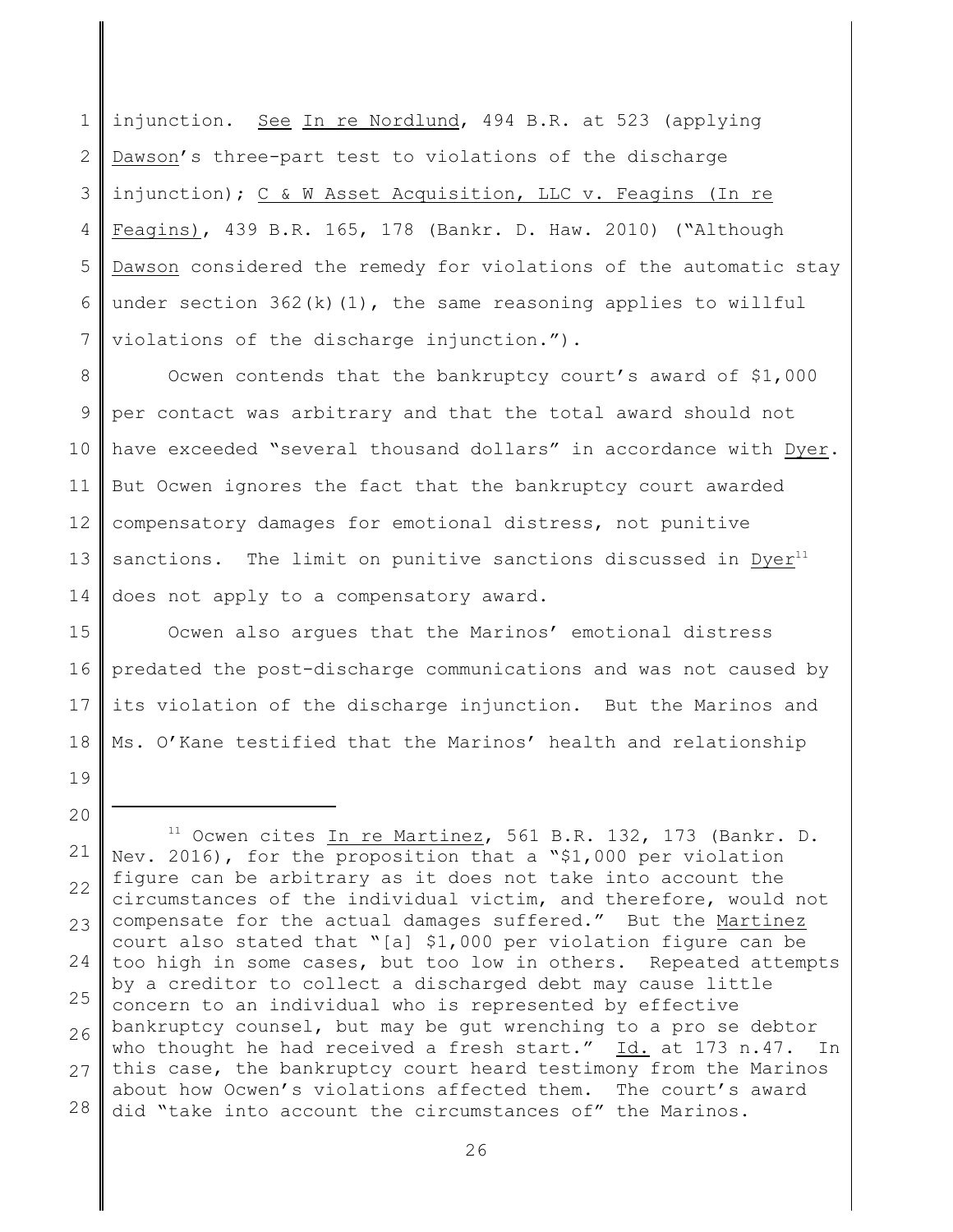injunction. See In re Nordlund, 494 B.R. at 523 (applying Dawson's three-part test to violations of the discharge injunction); C & W Asset Acquisition, LLC v. Feagins (In re Feagins), 439 B.R. 165, 178 (Bankr. D. Haw. 2010) ("Although Dawson considered the remedy for violations of the automatic stay under section 362(k)(1), the same reasoning applies to willful violations of the discharge injunction.").

Ocwen contends that the bankruptcy court's award of $1,000 per contact was arbitrary and that the total award should not have exceeded "several thousand dollars" in accordance with Dyer. But Ocwen ignores the fact that the bankruptcy court awarded compensatory damages for emotional distress, not punitive sanctions. The limit on punitive sanctions discussed in Dyer[11] does not apply to a compensatory award.

Ocwen also argues that the Marinos' emotional distress predated the post-discharge communications and was not caused by its violation of the discharge injunction. But the Marinos and Ms. O'Kane testified that the Marinos' health and relationship

---

[11] Ocwen cites In re Martinez, 561 B.R. 132, 173 (Bankr. D. Nev. 2016), for the proposition that a "$1,000 per violation figure can be arbitrary as it does not take into account the circumstances of the individual victim, and therefore, would not compensate for the actual damages suffered." But the Martinez court also stated that "[a] $1,000 per violation figure can be too high in some cases, but too low in others. Repeated attempts by a creditor to collect a discharged debt may cause little concern to an individual who is represented by effective bankruptcy counsel, but may be gut wrenching to a pro se debtor who thought he had received a fresh start." Id. at 173 n.47. In this case, the bankruptcy court heard testimony from the Marinos about how Ocwen's violations affected them. The court's award did "take into account the circumstances of" the Marinos.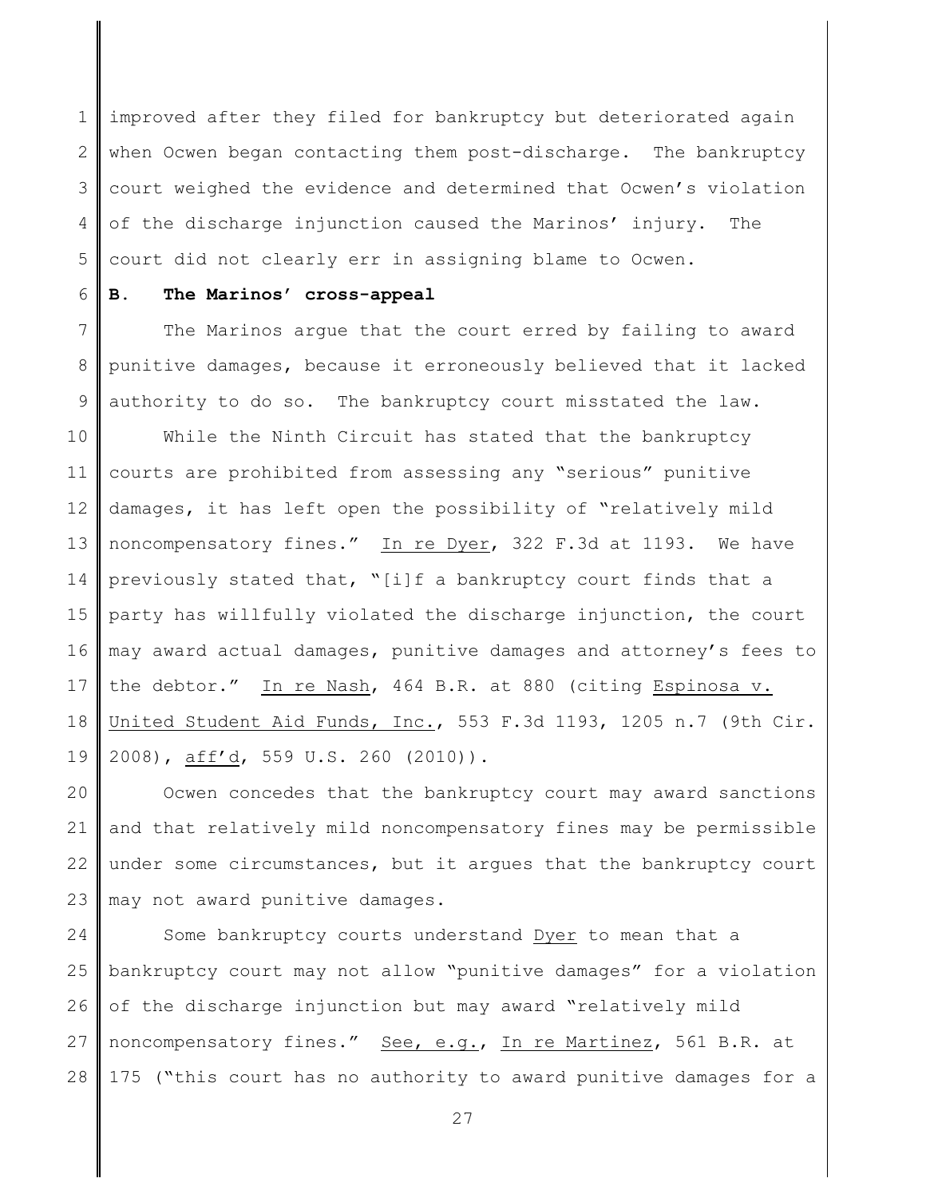improved after they filed for bankruptcy but deteriorated again when Ocwen began contacting them post-discharge. The bankruptcy court weighed the evidence and determined that Ocwen's violation of the discharge injunction caused the Marinos' injury. The court did not clearly err in assigning blame to Ocwen.

**B. The Marinos' cross-appeal**

The Marinos argue that the court erred by failing to award punitive damages, because it erroneously believed that it lacked authority to do so. The bankruptcy court misstated the law.

While the Ninth Circuit has stated that the bankruptcy courts are prohibited from assessing any "serious" punitive damages, it has left open the possibility of "relatively mild noncompensatory fines." In re Dyer, 322 F.3d at 1193. We have previously stated that, "[i]f a bankruptcy court finds that a party has willfully violated the discharge injunction, the court may award actual damages, punitive damages and attorney's fees to the debtor." In re Nash, 464 B.R. at 880 (citing Espinosa v. United Student Aid Funds, Inc., 553 F.3d 1193, 1205 n.7 (9th Cir. 2008), aff'd, 559 U.S. 260 (2010)).

Ocwen concedes that the bankruptcy court may award sanctions and that relatively mild noncompensatory fines may be permissible under some circumstances, but it argues that the bankruptcy court may not award punitive damages.

Some bankruptcy courts understand Dyer to mean that a bankruptcy court may not allow "punitive damages" for a violation of the discharge injunction but may award "relatively mild noncompensatory fines." See, e.g., In re Martinez, 561 B.R. at 175 ("this court has no authority to award punitive damages for a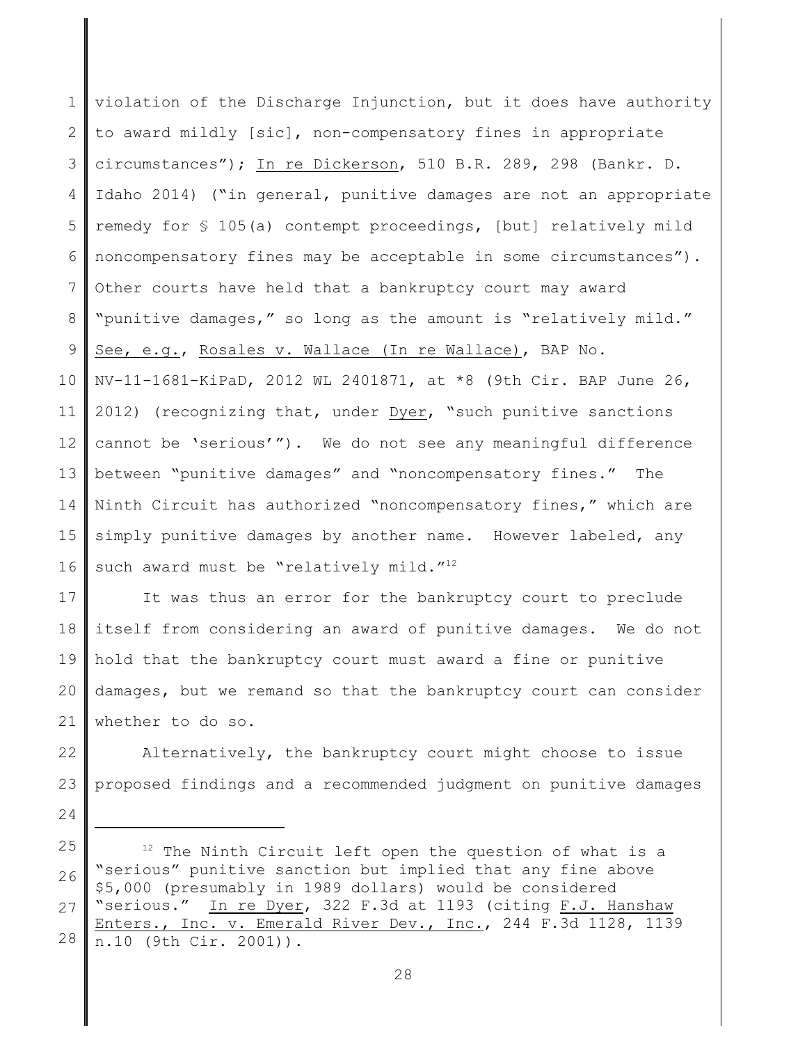violation of the Discharge Injunction, but it does have authority to award mildly [sic], non-compensatory fines in appropriate circumstances"); In re Dickerson, 510 B.R. 289, 298 (Bankr. D. Idaho 2014) ("in general, punitive damages are not an appropriate remedy for § 105(a) contempt proceedings, [but] relatively mild noncompensatory fines may be acceptable in some circumstances"). Other courts have held that a bankruptcy court may award "punitive damages," so long as the amount is "relatively mild." See, e.g., Rosales v. Wallace (In re Wallace), BAP No. NV-11-1681-KiPaD, 2012 WL 2401871, at *8 (9th Cir. BAP June 26, 2012) (recognizing that, under Dyer, "such punitive sanctions cannot be 'serious'"). We do not see any meaningful difference between "punitive damages" and "noncompensatory fines." The Ninth Circuit has authorized "noncompensatory fines," which are simply punitive damages by another name. However labeled, any such award must be "relatively mild."[12]

It was thus an error for the bankruptcy court to preclude itself from considering an award of punitive damages. We do not hold that the bankruptcy court must award a fine or punitive damages, but we remand so that the bankruptcy court can consider whether to do so.

Alternatively, the bankruptcy court might choose to issue proposed findings and a recommended judgment on punitive damages

---

[12] The Ninth Circuit left open the question of what is a "serious" punitive sanction but implied that any fine above $5,000 (presumably in 1989 dollars) would be considered "serious." In re Dyer, 322 F.3d at 1193 (citing F.J. Hanshaw Enters., Inc. v. Emerald River Dev., Inc., 244 F.3d 1128, 1139 n.10 (9th Cir. 2001)).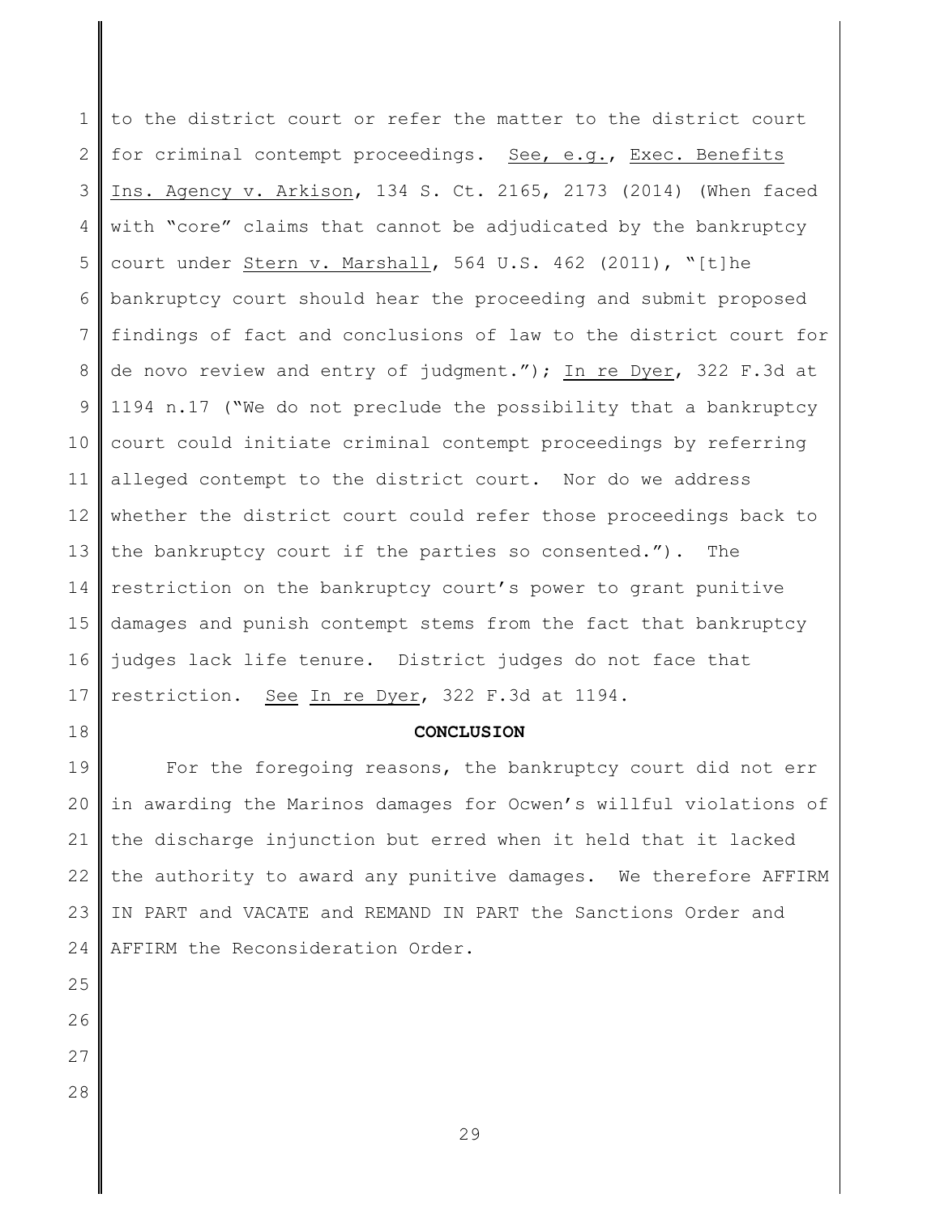to the district court or refer the matter to the district court for criminal contempt proceedings. See, e.g., Exec. Benefits Ins. Agency v. Arkison, 134 S. Ct. 2165, 2173 (2014) (When faced with "core" claims that cannot be adjudicated by the bankruptcy court under Stern v. Marshall, 564 U.S. 462 (2011), "[t]he bankruptcy court should hear the proceeding and submit proposed findings of fact and conclusions of law to the district court for de novo review and entry of judgment."); In re Dyer, 322 F.3d at 1194 n.17 ("We do not preclude the possibility that a bankruptcy court could initiate criminal contempt proceedings by referring alleged contempt to the district court. Nor do we address whether the district court could refer those proceedings back to the bankruptcy court if the parties so consented."). The restriction on the bankruptcy court's power to grant punitive damages and punish contempt stems from the fact that bankruptcy judges lack life tenure. District judges do not face that restriction. See In re Dyer, 322 F.3d at 1194.

**CONCLUSION**

For the foregoing reasons, the bankruptcy court did not err in awarding the Marinos damages for Ocwen's willful violations of the discharge injunction but erred when it held that it lacked the authority to award any punitive damages. We therefore AFFIRM IN PART and VACATE and REMAND IN PART the Sanctions Order and AFFIRM the Reconsideration Order.